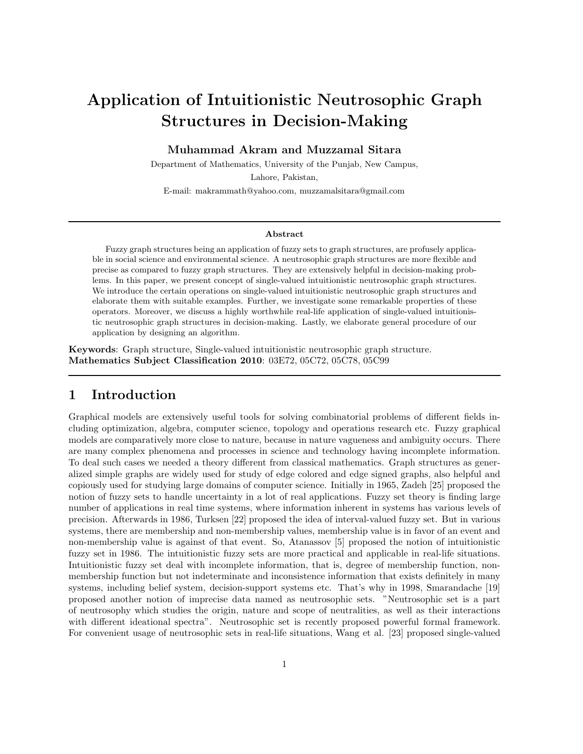# Application of Intuitionistic Neutrosophic Graph Structures in Decision-Making

**Muhammad Akram and Muzzamal Sitara**

Department of Mathematics, University of the Punjab, New Campus,

Lahore, Pakistan,

E-mail: makrammath@yahoo.com, muzzamalsitara@gmail.com

---

**Abstract**

Fuzzy graph structures being an application of fuzzy sets to graph structures, are profusely applicable in social science and environmental science. A neutrosophic graph structures are more flexible and precise as compared to fuzzy graph structures. They are extensively helpful in decision-making problems. In this paper, we present concept of single-valued intuitionistic neutrosophic graph structures. We introduce the certain operations on single-valued intuitionistic neutrosophic graph structures and elaborate them with suitable examples. Further, we investigate some remarkable properties of these operators. Moreover, we discuss a highly worthwhile real-life application of single-valued intuitionistic neutrosophic graph structures in decision-making. Lastly, we elaborate general procedure of our application by designing an algorithm.

**Keywords**: Graph structure, Single-valued intuitionistic neutrosophic graph structure.
**Mathematics Subject Classification 2010**: 03E72, 05C72, 05C78, 05C99

---

## 1 Introduction

Graphical models are extensively useful tools for solving combinatorial problems of different fields including optimization, algebra, computer science, topology and operations research etc. Fuzzy graphical models are comparatively more close to nature, because in nature vagueness and ambiguity occurs. There are many complex phenomena and processes in science and technology having incomplete information. To deal such cases we needed a theory different from classical mathematics. Graph structures as generalized simple graphs are widely used for study of edge colored and edge signed graphs, also helpful and copiously used for studying large domains of computer science. Initially in 1965, Zadeh [25] proposed the notion of fuzzy sets to handle uncertainty in a lot of real applications. Fuzzy set theory is finding large number of applications in real time systems, where information inherent in systems has various levels of precision. Afterwards in 1986, Turksen [22] proposed the idea of interval-valued fuzzy set. But in various systems, there are membership and non-membership values, membership value is in favor of an event and non-membership value is against of that event. So, Atanassov [5] proposed the notion of intuitionistic fuzzy set in 1986. The intuitionistic fuzzy sets are more practical and applicable in real-life situations. Intuitionistic fuzzy set deal with incomplete information, that is, degree of membership function, non-membership function but not indeterminate and inconsistence information that exists definitely in many systems, including belief system, decision-support systems etc. That's why in 1998, Smarandache [19] proposed another notion of imprecise data named as neutrosophic sets. "Neutrosophic set is a part of neutrosophy which studies the origin, nature and scope of neutralities, as well as their interactions with different ideational spectra". Neutrosophic set is recently proposed powerful formal framework. For convenient usage of neutrosophic sets in real-life situations, Wang et al. [23] proposed single-valued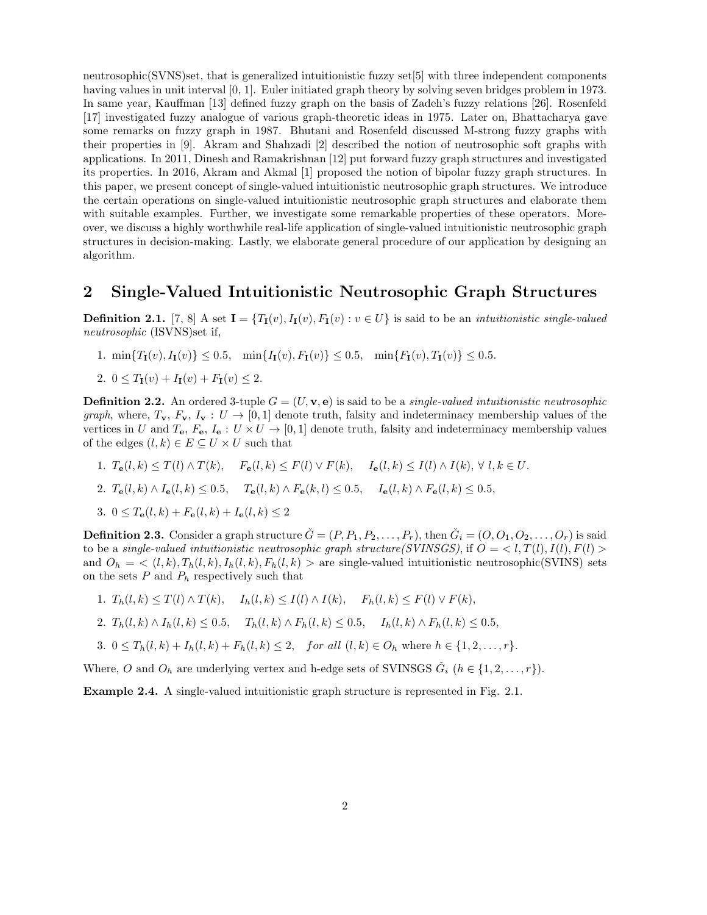neutrosophic(SVNS)set, that is generalized intuitionistic fuzzy set[5] with three independent components having values in unit interval [0, 1]. Euler initiated graph theory by solving seven bridges problem in 1973. In same year, Kauffman [13] defined fuzzy graph on the basis of Zadeh's fuzzy relations [26]. Rosenfeld [17] investigated fuzzy analogue of various graph-theoretic ideas in 1975. Later on, Bhattacharya gave some remarks on fuzzy graph in 1987. Bhutani and Rosenfeld discussed M-strong fuzzy graphs with their properties in [9]. Akram and Shahzadi [2] described the notion of neutrosophic soft graphs with applications. In 2011, Dinesh and Ramakrishnan [12] put forward fuzzy graph structures and investigated its properties. In 2016, Akram and Akmal [1] proposed the notion of bipolar fuzzy graph structures. In this paper, we present concept of single-valued intuitionistic neutrosophic graph structures. We introduce the certain operations on single-valued intuitionistic neutrosophic graph structures and elaborate them with suitable examples. Further, we investigate some remarkable properties of these operators. Moreover, we discuss a highly worthwhile real-life application of single-valued intuitionistic neutrosophic graph structures in decision-making. Lastly, we elaborate general procedure of our application by designing an algorithm.

## 2 Single-Valued Intuitionistic Neutrosophic Graph Structures

**Definition 2.1.** [7, 8] A set $\mathbf{I} = \{T_{\mathbf{I}}(v), I_{\mathbf{I}}(v), F_{\mathbf{I}}(v) : v \in U\}$ is said to be an *intuitionistic single-valued neutrosophic* (ISVNS)set if,

1. $\min\{T_{\mathbf{I}}(v), I_{\mathbf{I}}(v)\} \leq 0.5, \quad \min\{I_{\mathbf{I}}(v), F_{\mathbf{I}}(v)\} \leq 0.5, \quad \min\{F_{\mathbf{I}}(v), T_{\mathbf{I}}(v)\} \leq 0.5.$
2. $0 \leq T_{\mathbf{I}}(v) + I_{\mathbf{I}}(v) + F_{\mathbf{I}}(v) \leq 2.$

**Definition 2.2.** An ordered 3-tuple $G = (U, \mathbf{v}, \mathbf{e})$ is said to be a *single-valued intuitionistic neutrosophic graph*, where, $T_{\mathbf{v}}$, $F_{\mathbf{v}}$, $I_{\mathbf{v}} : U \to [0, 1]$ denote truth, falsity and indeterminacy membership values of the vertices in $U$ and $T_{\mathbf{e}}$, $F_{\mathbf{e}}$, $I_{\mathbf{e}} : U \times U \to [0, 1]$ denote truth, falsity and indeterminacy membership values of the edges $(l, k) \in E \subseteq U \times U$ such that

1. $T_{\mathbf{e}}(l, k) \leq T(l) \wedge T(k), \quad F_{\mathbf{e}}(l, k) \leq F(l) \vee F(k), \quad I_{\mathbf{e}}(l, k) \leq I(l) \wedge I(k), \ \forall \ l, k \in U.$
2. $T_{\mathbf{e}}(l, k) \wedge I_{\mathbf{e}}(l, k) \leq 0.5, \quad T_{\mathbf{e}}(l, k) \wedge F_{\mathbf{e}}(k, l) \leq 0.5, \quad I_{\mathbf{e}}(l, k) \wedge F_{\mathbf{e}}(l, k) \leq 0.5,$
3. $0 \leq T_{\mathbf{e}}(l, k) + F_{\mathbf{e}}(l, k) + I_{\mathbf{e}}(l, k) \leq 2$

**Definition 2.3.** Consider a graph structure $\check{G} = (P, P_1, P_2, \ldots, P_r)$, then $\check{G}_i = (O, O_1, O_2, \ldots, O_r)$ is said to be a *single-valued intuitionistic neutrosophic graph structure(SVINSGS)*, if $O = < l, T(l), I(l), F(l) >$ and $O_h = < (l, k), T_h(l, k), I_h(l, k), F_h(l, k) >$ are single-valued intuitionistic neutrosophic(SVINS) sets on the sets $P$ and $P_h$ respectively such that

1. $T_h(l, k) \leq T(l) \wedge T(k), \quad I_h(l, k) \leq I(l) \wedge I(k), \quad F_h(l, k) \leq F(l) \vee F(k),$
2. $T_h(l, k) \wedge I_h(l, k) \leq 0.5, \quad T_h(l, k) \wedge F_h(l, k) \leq 0.5, \quad I_h(l, k) \wedge F_h(l, k) \leq 0.5,$
3. $0 \leq T_h(l, k) + I_h(l, k) + F_h(l, k) \leq 2, \quad for \ all \ (l, k) \in O_h$ where $h \in \{1, 2, \ldots, r\}$.

Where, $O$ and $O_h$ are underlying vertex and h-edge sets of SVINSGS $\check{G}_i$ $(h \in \{1, 2, \ldots, r\})$.

**Example 2.4.** A single-valued intuitionistic graph structure is represented in Fig. 2.1.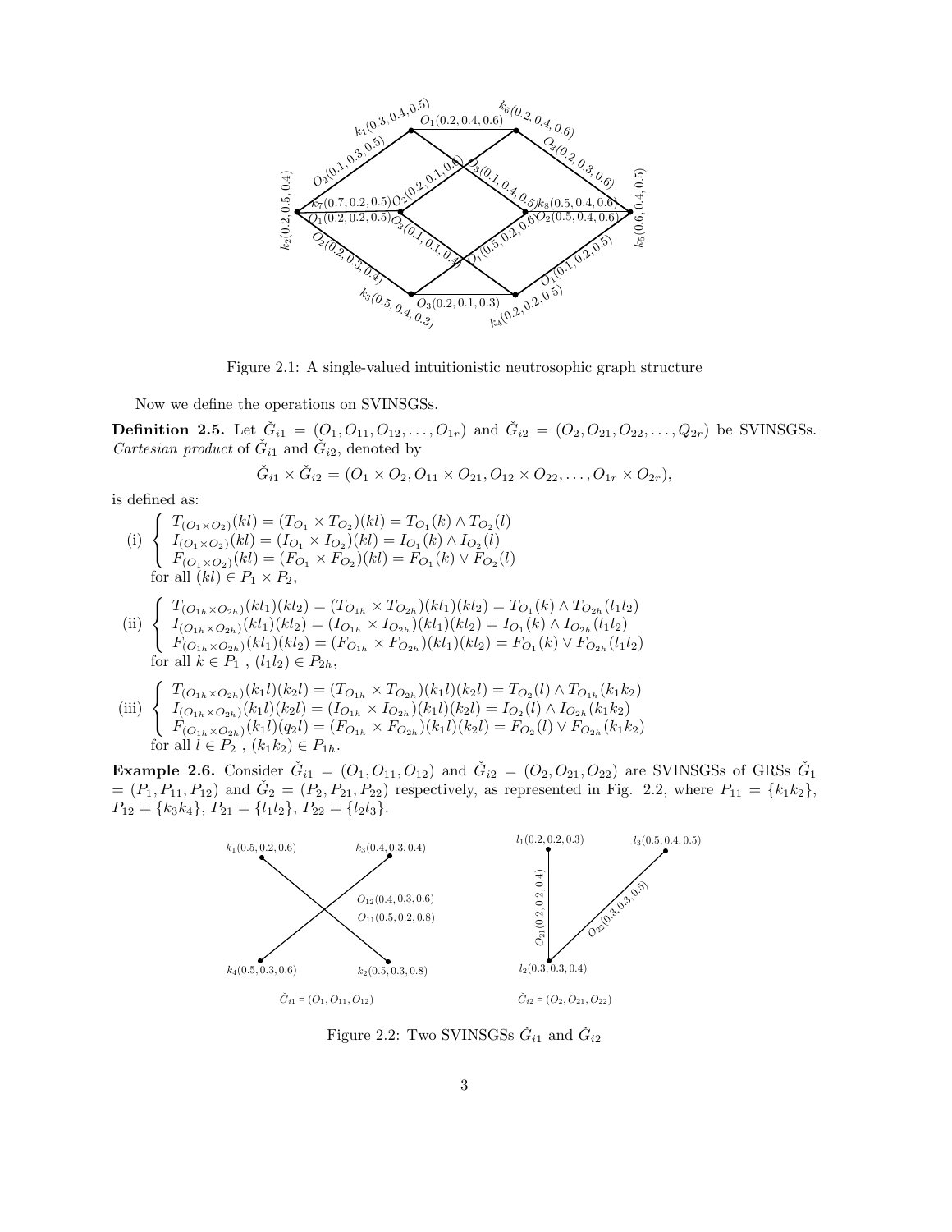Figure 2.1: A single-valued intuitionistic neutrosophic graph structure

Now we define the operations on SVINSGSs.

**Definition 2.5.** Let $\check{G}_{i1} = (O_1, O_{11}, O_{12}, \ldots, O_{1r})$ and $\check{G}_{i2} = (O_2, O_{21}, O_{22}, \ldots, Q_{2r})$ be SVINSGSs. *Cartesian product* of $\check{G}_{i1}$ and $\check{G}_{i2}$, denoted by

$$\check{G}_{i1} \times \check{G}_{i2} = (O_1 \times O_2, O_{11} \times O_{21}, O_{12} \times O_{22}, \ldots, O_{1r} \times O_{2r}),$$

is defined as:

(i) $\begin{cases} T_{(O_1 \times O_2)}(kl) = (T_{O_1} \times T_{O_2})(kl) = T_{O_1}(k) \wedge T_{O_2}(l) \\ I_{(O_1 \times O_2)}(kl) = (I_{O_1} \times I_{O_2})(kl) = I_{O_1}(k) \wedge I_{O_2}(l) \\ F_{(O_1 \times O_2)}(kl) = (F_{O_1} \times F_{O_2})(kl) = F_{O_1}(k) \vee F_{O_2}(l) \end{cases}$

for all $(kl) \in P_1 \times P_2$,

(ii) $\begin{cases} T_{(O_{1h} \times O_{2h})}(kl_1)(kl_2) = (T_{O_{1h}} \times T_{O_{2h}})(kl_1)(kl_2) = T_{O_1}(k) \wedge T_{O_{2h}}(l_1l_2) \\ I_{(O_{1h} \times O_{2h})}(kl_1)(kl_2) = (I_{O_{1h}} \times I_{O_{2h}})(kl_1)(kl_2) = I_{O_1}(k) \wedge I_{O_{2h}}(l_1l_2) \\ F_{(O_{1h} \times O_{2h})}(kl_1)(kl_2) = (F_{O_{1h}} \times F_{O_{2h}})(kl_1)(kl_2) = F_{O_1}(k) \vee F_{O_{2h}}(l_1l_2) \end{cases}$

for all $k \in P_1$ , $(l_1l_2) \in P_{2h}$,

(iii) $\begin{cases} T_{(O_{1h} \times O_{2h})}(k_1l)(k_2l) = (T_{O_{1h}} \times T_{O_{2h}})(k_1l)(k_2l) = T_{O_2}(l) \wedge T_{O_{1h}}(k_1k_2) \\ I_{(O_{1h} \times O_{2h})}(k_1l)(k_2l) = (I_{O_{1h}} \times I_{O_{2h}})(k_1l)(k_2l) = I_{O_2}(l) \wedge I_{O_{2h}}(k_1k_2) \\ F_{(O_{1h} \times O_{2h})}(k_1l)(q_2l) = (F_{O_{1h}} \times F_{O_{2h}})(k_1l)(k_2l) = F_{O_2}(l) \vee F_{O_{2h}}(k_1k_2) \end{cases}$

for all $l \in P_2$ , $(k_1k_2) \in P_{1h}$.

**Example 2.6.** Consider $\check{G}_{i1} = (O_1, O_{11}, O_{12})$ and $\check{G}_{i2} = (O_2, O_{21}, O_{22})$ are SVINSGSs of GRSs $\check{G}_1 = (P_1, P_{11}, P_{12})$ and $\check{G}_2 = (P_2, P_{21}, P_{22})$ respectively, as represented in Fig. 2.2, where $P_{11} = \{k_1k_2\}$, $P_{12} = \{k_3k_4\}$, $P_{21} = \{l_1l_2\}$, $P_{22} = \{l_2l_3\}$.

Figure 2.2: Two SVINSGSs $\check{G}_{i1}$ and $\check{G}_{i2}$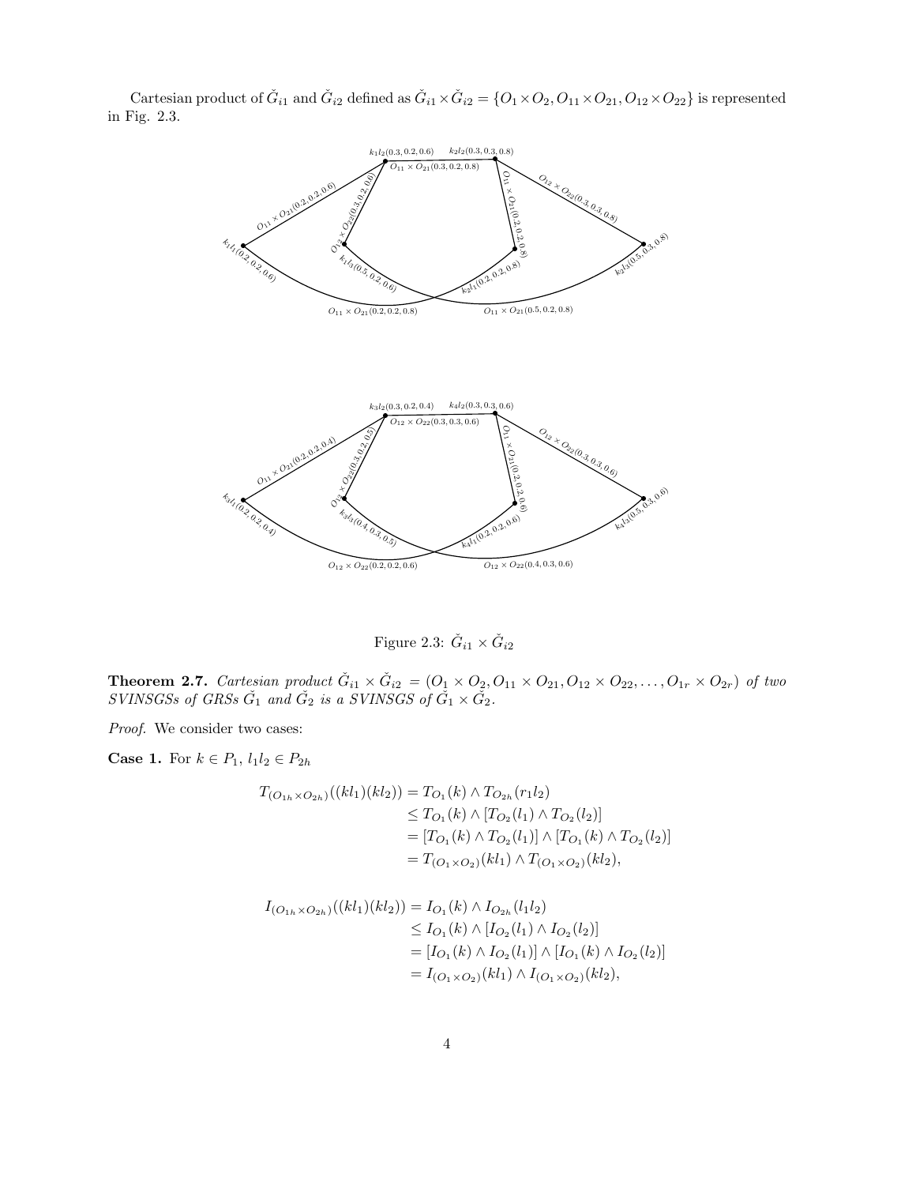Cartesian product of $\check{G}_{i1}$ and $\check{G}_{i2}$ defined as $\check{G}_{i1} \times \check{G}_{i2} = \{O_1 \times O_2, O_{11} \times O_{21}, O_{12} \times O_{22}\}$ is represented in Fig. 2.3.

Figure 2.3: $\check{G}_{i1} \times \check{G}_{i2}$

**Theorem 2.7.** *Cartesian product $\check{G}_{i1} \times \check{G}_{i2} = (O_1 \times O_2, O_{11} \times O_{21}, O_{12} \times O_{22}, \ldots, O_{1r} \times O_{2r})$ of two SVINSGSs of GRSs $\check{G}_1$ and $\check{G}_2$ is a SVINSGS of $\check{G}_1 \times \check{G}_2$.*

*Proof.* We consider two cases:

**Case 1.** For $k \in P_1$, $l_1 l_2 \in P_{2h}$

$$
\begin{aligned}
T_{(O_{1h} \times O_{2h})}((kl_1)(kl_2)) &= T_{O_1}(k) \wedge T_{O_{2h}}(r_1 l_2) \\
&\leq T_{O_1}(k) \wedge [T_{O_2}(l_1) \wedge T_{O_2}(l_2)] \\
&= [T_{O_1}(k) \wedge T_{O_2}(l_1)] \wedge [T_{O_1}(k) \wedge T_{O_2}(l_2)] \\
&= T_{(O_1 \times O_2)}(kl_1) \wedge T_{(O_1 \times O_2)}(kl_2),
\end{aligned}
$$

$$
\begin{aligned}
I_{(O_{1h} \times O_{2h})}((kl_1)(kl_2)) &= I_{O_1}(k) \wedge I_{O_{2h}}(l_1 l_2) \\
&\leq I_{O_1}(k) \wedge [I_{O_2}(l_1) \wedge I_{O_2}(l_2)] \\
&= [I_{O_1}(k) \wedge I_{O_2}(l_1)] \wedge [I_{O_1}(k) \wedge I_{O_2}(l_2)] \\
&= I_{(O_1 \times O_2)}(kl_1) \wedge I_{(O_1 \times O_2)}(kl_2),
\end{aligned}
$$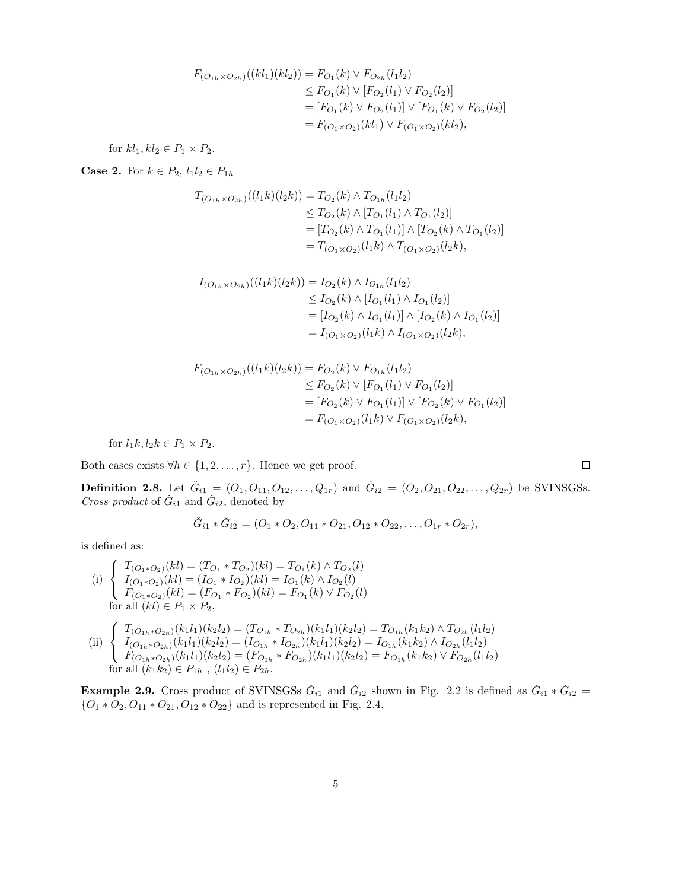$$
\begin{aligned}
F_{(O_{1h}\times O_{2h})}((kl_1)(kl_2)) &= F_{O_1}(k) \vee F_{O_{2h}}(l_1l_2) \\
&\leq F_{O_1}(k) \vee [F_{O_2}(l_1) \vee F_{O_2}(l_2)] \\
&= [F_{O_1}(k) \vee F_{O_2}(l_1)] \vee [F_{O_1}(k) \vee F_{O_2}(l_2)] \\
&= F_{(O_1\times O_2)}(kl_1) \vee F_{(O_1\times O_2)}(kl_2),
\end{aligned}
$$

for $kl_1, kl_2 \in P_1 \times P_2$.

**Case 2.** For $k \in P_2$, $l_1l_2 \in P_{1h}$

$$
\begin{aligned}
T_{(O_{1h}\times O_{2h})}((l_1k)(l_2k)) &= T_{O_2}(k) \wedge T_{O_{1h}}(l_1l_2) \\
&\leq T_{O_2}(k) \wedge [T_{O_1}(l_1) \wedge T_{O_1}(l_2)] \\
&= [T_{O_2}(k) \wedge T_{O_1}(l_1)] \wedge [T_{O_2}(k) \wedge T_{O_1}(l_2)] \\
&= T_{(O_1\times O_2)}(l_1k) \wedge T_{(O_1\times O_2)}(l_2k),
\end{aligned}
$$

$$
\begin{aligned}
I_{(O_{1h}\times O_{2h})}((l_1k)(l_2k)) &= I_{O_2}(k) \wedge I_{O_{1h}}(l_1l_2) \\
&\leq I_{O_2}(k) \wedge [I_{O_1}(l_1) \wedge I_{O_1}(l_2)] \\
&= [I_{O_2}(k) \wedge I_{O_1}(l_1)] \wedge [I_{O_2}(k) \wedge I_{O_1}(l_2)] \\
&= I_{(O_1\times O_2)}(l_1k) \wedge I_{(O_1\times O_2)}(l_2k),
\end{aligned}
$$

$$
\begin{aligned}
F_{(O_{1h}\times O_{2h})}((l_1k)(l_2k)) &= F_{O_2}(k) \vee F_{O_{1h}}(l_1l_2) \\
&\leq F_{O_2}(k) \vee [F_{O_1}(l_1) \vee F_{O_1}(l_2)] \\
&= [F_{O_2}(k) \vee F_{O_1}(l_1)] \vee [F_{O_2}(k) \vee F_{O_1}(l_2)] \\
&= F_{(O_1\times O_2)}(l_1k) \vee F_{(O_1\times O_2)}(l_2k),
\end{aligned}
$$

for $l_1k, l_2k \in P_1 \times P_2$.

Both cases exists $\forall h \in \{1, 2, \ldots, r\}$. Hence we get proof. □

**Definition 2.8.** Let $\check{G}_{i1} = (O_1, O_{11}, O_{12}, \ldots, Q_{1r})$ and $\check{G}_{i2} = (O_2, O_{21}, O_{22}, \ldots, Q_{2r})$ be SVINSGSs. *Cross product* of $\check{G}_{i1}$ and $\check{G}_{i2}$, denoted by

$$
\check{G}_{i1} * \check{G}_{i2} = (O_1 * O_2, O_{11} * O_{21}, O_{12} * O_{22}, \ldots, O_{1r} * O_{2r}),
$$

is defined as:

(i) $$\begin{cases} T_{(O_1*O_2)}(kl) = (T_{O_1} * T_{O_2})(kl) = T_{O_1}(k) \wedge T_{O_2}(l) \\ I_{(O_1*O_2)}(kl) = (I_{O_1} * I_{O_2})(kl) = I_{O_1}(k) \wedge I_{O_2}(l) \\ F_{(O_1*O_2)}(kl) = (F_{O_1} * F_{O_2})(kl) = F_{O_1}(k) \vee F_{O_2}(l) \end{cases}$$
for all $(kl) \in P_1 \times P_2$,

(ii) $$\begin{cases} T_{(O_{1h}*O_{2h})}(k_1l_1)(k_2l_2) = (T_{O_{1h}} * T_{O_{2h}})(k_1l_1)(k_2l_2) = T_{O_{1h}}(k_1k_2) \wedge T_{O_{2h}}(l_1l_2) \\ I_{(O_{1h}*O_{2h})}(k_1l_1)(k_2l_2) = (I_{O_{1h}} * I_{O_{2h}})(k_1l_1)(k_2l_2) = I_{O_{1h}}(k_1k_2) \wedge I_{O_{2h}}(l_1l_2) \\ F_{(O_{1h}*O_{2h})}(k_1l_1)(k_2l_2) = (F_{O_{1h}} * F_{O_{2h}})(k_1l_1)(k_2l_2) = F_{O_{1h}}(k_1k_2) \vee F_{O_{2h}}(l_1l_2) \end{cases}$$
for all $(k_1k_2) \in P_{1h}$ , $(l_1l_2) \in P_{2h}$.

**Example 2.9.** Cross product of SVINSGSs $\check{G}_{i1}$ and $\check{G}_{i2}$ shown in Fig. 2.2 is defined as $\check{G}_{i1} * \check{G}_{i2} = \{O_1 * O_2, O_{11} * O_{21}, O_{12} * O_{22}\}$ and is represented in Fig. 2.4.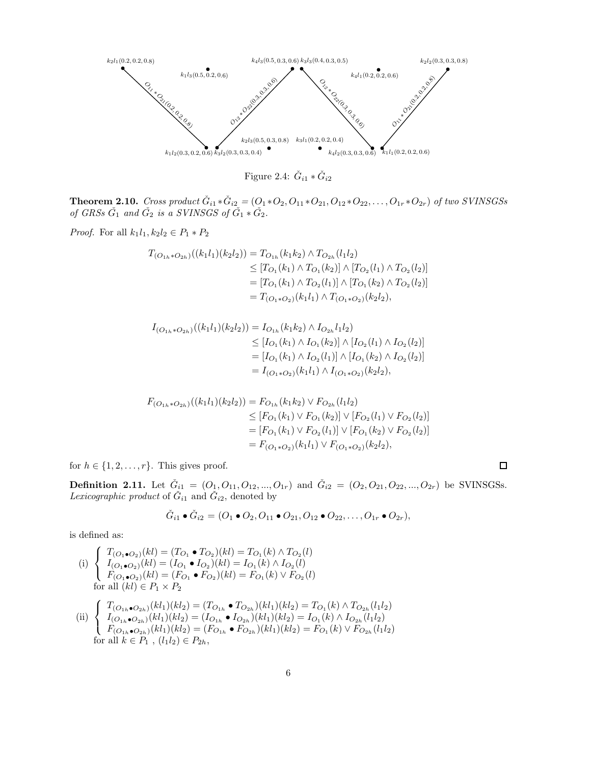Figure 2.4: $\check{G}_{i1} * \check{G}_{i2}$

**Theorem 2.10.** *Cross product $\check{G}_{i1} * \check{G}_{i2} = (O_1 * O_2, O_{11} * O_{21}, O_{12} * O_{22}, \ldots, O_{1r} * O_{2r})$ of two SVINSGSs of GRSs $\check{G}_1$ and $\check{G}_2$ is a SVINSGS of $\check{G}_1 * \check{G}_2$.*

*Proof.* For all $k_1l_1, k_2l_2 \in P_1 * P_2$

$$\begin{aligned}
T_{(O_{1h}*O_{2h})}((k_1l_1)(k_2l_2)) &= T_{O_{1h}}(k_1k_2) \wedge T_{O_{2h}}(l_1l_2) \\
&\leq [T_{O_1}(k_1) \wedge T_{O_1}(k_2)] \wedge [T_{O_2}(l_1) \wedge T_{O_2}(l_2)] \\
&= [T_{O_1}(k_1) \wedge T_{O_2}(l_1)] \wedge [T_{O_1}(k_2) \wedge T_{O_2}(l_2)] \\
&= T_{(O_1*O_2)}(k_1l_1) \wedge T_{(O_1*O_2)}(k_2l_2),
\end{aligned}$$

$$\begin{aligned}
I_{(O_{1h}*O_{2h})}((k_1l_1)(k_2l_2)) &= I_{O_{1h}}(k_1k_2) \wedge I_{O_{2h}}l_1l_2) \\
&\leq [I_{O_1}(k_1) \wedge I_{O_1}(k_2)] \wedge [I_{O_2}(l_1) \wedge I_{O_2}(l_2)] \\
&= [I_{O_1}(k_1) \wedge I_{O_2}(l_1)] \wedge [I_{O_1}(k_2) \wedge I_{O_2}(l_2)] \\
&= I_{(O_1*O_2)}(k_1l_1) \wedge I_{(O_1*O_2)}(k_2l_2),
\end{aligned}$$

$$\begin{aligned}
F_{(O_{1h}*O_{2h})}((k_1l_1)(k_2l_2)) &= F_{O_{1h}}(k_1k_2) \vee F_{O_{2h}}(l_1l_2) \\
&\leq [F_{O_1}(k_1) \vee F_{O_1}(k_2)] \vee [F_{O_2}(l_1) \vee F_{O_2}(l_2)] \\
&= [F_{O_1}(k_1) \vee F_{O_2}(l_1)] \vee [F_{O_1}(k_2) \vee F_{O_2}(l_2)] \\
&= F_{(O_1*O_2)}(k_1l_1) \vee F_{(O_1*O_2)}(k_2l_2),
\end{aligned}$$

for $h \in \{1, 2, \ldots, r\}$. This gives proof. □

**Definition 2.11.** Let $\check{G}_{i1} = (O_1, O_{11}, O_{12}, ..., O_{1r})$ and $\check{G}_{i2} = (O_2, O_{21}, O_{22}, ..., O_{2r})$ be SVINSGSs. *Lexicographic product* of $\check{G}_{i1}$ and $\check{G}_{i2}$, denoted by

$$\check{G}_{i1} \bullet \check{G}_{i2} = (O_1 \bullet O_2, O_{11} \bullet O_{21}, O_{12} \bullet O_{22}, \ldots, O_{1r} \bullet O_{2r}),$$

is defined as:

(i) $\begin{cases} T_{(O_1 \bullet O_2)}(kl) = (T_{O_1} \bullet T_{O_2})(kl) = T_{O_1}(k) \wedge T_{O_2}(l) \\ I_{(O_1 \bullet O_2)}(kl) = (I_{O_1} \bullet I_{O_2})(kl) = I_{O_1}(k) \wedge I_{O_2}(l) \\ F_{(O_1 \bullet O_2)}(kl) = (F_{O_1} \bullet F_{O_2})(kl) = F_{O_1}(k) \vee F_{O_2}(l) \end{cases}$
for all $(kl) \in P_1 \times P_2$

(ii) $\begin{cases} T_{(O_{1h} \bullet O_{2h})}(kl_1)(kl_2) = (T_{O_{1h}} \bullet T_{O_{2h}})(kl_1)(kl_2) = T_{O_1}(k) \wedge T_{O_{2h}}(l_1l_2) \\ I_{(O_{1h} \bullet O_{2h})}(kl_1)(kl_2) = (I_{O_{1h}} \bullet I_{O_{2h}})(kl_1)(kl_2) = I_{O_1}(k) \wedge I_{O_{2h}}(l_1l_2) \\ F_{(O_{1h} \bullet O_{2h})}(kl_1)(kl_2) = (F_{O_{1h}} \bullet F_{O_{2h}})(kl_1)(kl_2) = F_{O_1}(k) \vee F_{O_{2h}}(l_1l_2) \end{cases}$
for all $k \in P_1$ , $(l_1l_2) \in P_{2h}$,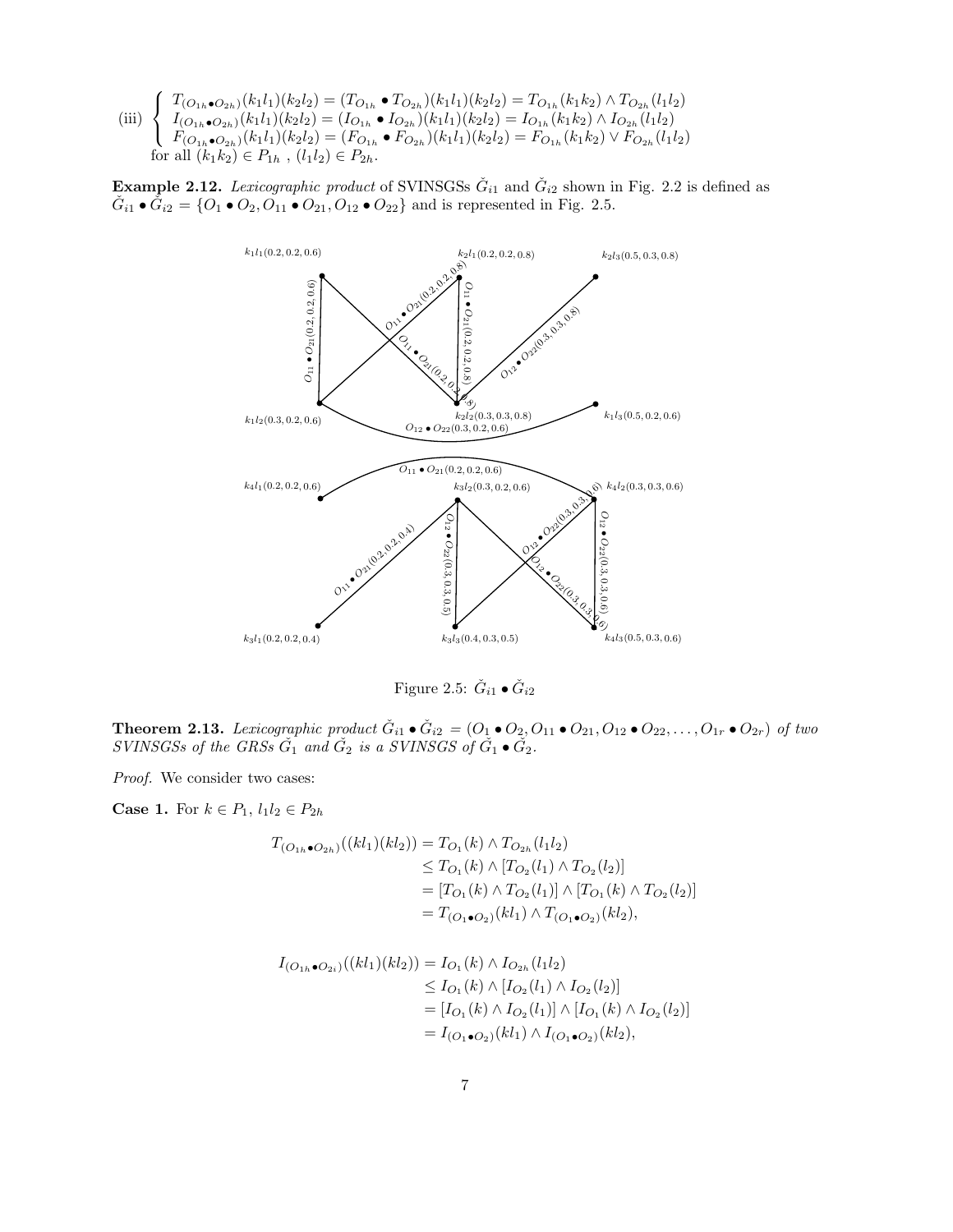(iii) $\begin{cases} T_{(O_{1h} \bullet O_{2h})}(k_1l_1)(k_2l_2) = (T_{O_{1h}} \bullet T_{O_{2h}})(k_1l_1)(k_2l_2) = T_{O_{1h}}(k_1k_2) \wedge T_{O_{2h}}(l_1l_2) \\ I_{(O_{1h} \bullet O_{2h})}(k_1l_1)(k_2l_2) = (I_{O_{1h}} \bullet I_{O_{2h}})(k_1l_1)(k_2l_2) = I_{O_{1h}}(k_1k_2) \wedge I_{O_{2h}}(l_1l_2) \\ F_{(O_{1h} \bullet O_{2h})}(k_1l_1)(k_2l_2) = (F_{O_{1h}} \bullet F_{O_{2h}})(k_1l_1)(k_2l_2) = F_{O_{1h}}(k_1k_2) \vee F_{O_{2h}}(l_1l_2) \\ \text{for all } (k_1k_2) \in P_{1h} \text{ , } (l_1l_2) \in P_{2h}. \end{cases}$

**Example 2.12.** *Lexicographic product* of SVINSGSs $\check{G}_{i1}$ and $\check{G}_{i2}$ shown in Fig. 2.2 is defined as $\check{G}_{i1} \bullet \check{G}_{i2} = \{O_1 \bullet O_2, O_{11} \bullet O_{21}, O_{12} \bullet O_{22}\}$ and is represented in Fig. 2.5.

Figure 2.5: $\check{G}_{i1} \bullet \check{G}_{i2}$

**Theorem 2.13.** *Lexicographic product $\check{G}_{i1} \bullet \check{G}_{i2} = (O_1 \bullet O_2, O_{11} \bullet O_{21}, O_{12} \bullet O_{22}, \ldots, O_{1r} \bullet O_{2r})$ of two SVINSGSs of the GRSs $\check{G}_1$ and $\check{G}_2$ is a SVINSGS of $\check{G}_1 \bullet \check{G}_2$.*

*Proof.* We consider two cases:

**Case 1.** For $k \in P_1$, $l_1l_2 \in P_{2h}$

$$\begin{aligned} T_{(O_{1h} \bullet O_{2h})}((kl_1)(kl_2)) &= T_{O_1}(k) \wedge T_{O_{2h}}(l_1l_2) \\ &\leq T_{O_1}(k) \wedge [T_{O_2}(l_1) \wedge T_{O_2}(l_2)] \\ &= [T_{O_1}(k) \wedge T_{O_2}(l_1)] \wedge [T_{O_1}(k) \wedge T_{O_2}(l_2)] \\ &= T_{(O_1 \bullet O_2)}(kl_1) \wedge T_{(O_1 \bullet O_2)}(kl_2), \end{aligned}$$

$$\begin{aligned} I_{(O_{1h} \bullet O_{2i})}((kl_1)(kl_2)) &= I_{O_1}(k) \wedge I_{O_{2h}}(l_1l_2) \\ &\leq I_{O_1}(k) \wedge [I_{O_2}(l_1) \wedge I_{O_2}(l_2)] \\ &= [I_{O_1}(k) \wedge I_{O_2}(l_1)] \wedge [I_{O_1}(k) \wedge I_{O_2}(l_2)] \\ &= I_{(O_1 \bullet O_2)}(kl_1) \wedge I_{(O_1 \bullet O_2)}(kl_2), \end{aligned}$$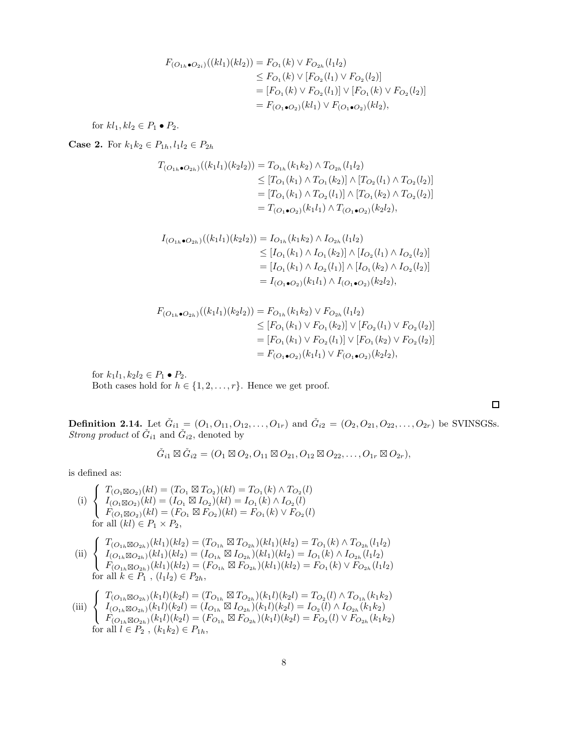$$
\begin{aligned}
F_{(O_{1h} \bullet O_{2i})}((kl_1)(kl_2)) &= F_{O_1}(k) \vee F_{O_{2h}}(l_1 l_2) \\
&\leq F_{O_1}(k) \vee [F_{O_2}(l_1) \vee F_{O_2}(l_2)] \\
&= [F_{O_1}(k) \vee F_{O_2}(l_1)] \vee [F_{O_1}(k) \vee F_{O_2}(l_2)] \\
&= F_{(O_1 \bullet O_2)}(kl_1) \vee F_{(O_1 \bullet O_2)}(kl_2),
\end{aligned}
$$

for $kl_1, kl_2 \in P_1 \bullet P_2$.

**Case 2.** For $k_1k_2 \in P_{1h}, l_1l_2 \in P_{2h}$

$$
\begin{aligned}
T_{(O_{1h} \bullet O_{2h})}((k_1l_1)(k_2l_2)) &= T_{O_{1h}}(k_1k_2) \wedge T_{O_{2h}}(l_1 l_2) \\
&\leq [T_{O_1}(k_1) \wedge T_{O_1}(k_2)] \wedge [T_{O_2}(l_1) \wedge T_{O_2}(l_2)] \\
&= [T_{O_1}(k_1) \wedge T_{O_2}(l_1)] \wedge [T_{O_1}(k_2) \wedge T_{O_2}(l_2)] \\
&= T_{(O_1 \bullet O_2)}(k_1l_1) \wedge T_{(O_1 \bullet O_2)}(k_2l_2),
\end{aligned}
$$

$$
\begin{aligned}
I_{(O_{1h} \bullet O_{2h})}((k_1l_1)(k_2l_2)) &= I_{O_{1h}}(k_1k_2) \wedge I_{O_{2h}}(l_1 l_2) \\
&\leq [I_{O_1}(k_1) \wedge I_{O_1}(k_2)] \wedge [I_{O_2}(l_1) \wedge I_{O_2}(l_2)] \\
&= [I_{O_1}(k_1) \wedge I_{O_2}(l_1)] \wedge [I_{O_1}(k_2) \wedge I_{O_2}(l_2)] \\
&= I_{(O_1 \bullet O_2)}(k_1l_1) \wedge I_{(O_1 \bullet O_2)}(k_2l_2),
\end{aligned}
$$

$$
\begin{aligned}
F_{(O_{1h} \bullet O_{2h})}((k_1l_1)(k_2l_2)) &= F_{O_{1h}}(k_1k_2) \vee F_{O_{2h}}(l_1 l_2) \\
&\leq [F_{O_1}(k_1) \vee F_{O_1}(k_2)] \vee [F_{O_2}(l_1) \vee F_{O_2}(l_2)] \\
&= [F_{O_1}(k_1) \vee F_{O_2}(l_1)] \vee [F_{O_1}(k_2) \vee F_{O_2}(l_2)] \\
&= F_{(O_1 \bullet O_2)}(k_1l_1) \vee F_{(O_1 \bullet O_2)}(k_2l_2),
\end{aligned}
$$

for $k_1l_1, k_2l_2 \in P_1 \bullet P_2$.
Both cases hold for $h \in \{1, 2, \ldots, r\}$. Hence we get proof.

□

**Definition 2.14.** Let $\check{G}_{i1} = (O_1, O_{11}, O_{12}, \ldots, O_{1r})$ and $\check{G}_{i2} = (O_2, O_{21}, O_{22}, \ldots, O_{2r})$ be SVINSGSs. *Strong product* of $\check{G}_{i1}$ and $\check{G}_{i2}$, denoted by

$$
\check{G}_{i1} \boxtimes \check{G}_{i2} = (O_1 \boxtimes O_2, O_{11} \boxtimes O_{21}, O_{12} \boxtimes O_{22}, \ldots, O_{1r} \boxtimes O_{2r}),
$$

is defined as:

(i) $\begin{cases} T_{(O_1 \boxtimes O_2)}(kl) = (T_{O_1} \boxtimes T_{O_2})(kl) = T_{O_1}(k) \wedge T_{O_2}(l) \\ I_{(O_1 \boxtimes O_2)}(kl) = (I_{O_1} \boxtimes I_{O_2})(kl) = I_{O_1}(k) \wedge I_{O_2}(l) \\ F_{(O_1 \boxtimes O_2)}(kl) = (F_{O_1} \boxtimes F_{O_2})(kl) = F_{O_1}(k) \vee F_{O_2}(l) \end{cases}$
for all $(kl) \in P_1 \times P_2$,

(ii) $\begin{cases} T_{(O_{1h} \boxtimes O_{2h})}(kl_1)(kl_2) = (T_{O_{1h}} \boxtimes T_{O_{2h}})(kl_1)(kl_2) = T_{O_1}(k) \wedge T_{O_{2h}}(l_1l_2) \\ I_{(O_{1h} \boxtimes O_{2h})}(kl_1)(kl_2) = (I_{O_{1h}} \boxtimes I_{O_{2h}})(kl_1)(kl_2) = I_{O_1}(k) \wedge I_{O_{2h}}(l_1l_2) \\ F_{(O_{1h} \boxtimes O_{2h})}(kl_1)(kl_2) = (F_{O_{1h}} \boxtimes F_{O_{2h}})(kl_1)(kl_2) = F_{O_1}(k) \vee F_{O_{2h}}(l_1l_2) \end{cases}$
for all $k \in P_1$ , $(l_1l_2) \in P_{2h}$,

(iii) $\begin{cases} T_{(O_{1h} \boxtimes O_{2h})}(k_1l)(k_2l) = (T_{O_{1h}} \boxtimes T_{O_{2h}})(k_1l)(k_2l) = T_{O_2}(l) \wedge T_{O_{1h}}(k_1k_2) \\ I_{(O_{1h} \boxtimes O_{2h})}(k_1l)(k_2l) = (I_{O_{1h}} \boxtimes I_{O_{2h}})(k_1l)(k_2l) = I_{O_2}(l) \wedge I_{O_{2h}}(k_1k_2) \\ F_{(O_{1h} \boxtimes O_{2h})}(k_1l)(k_2l) = (F_{O_{1h}} \boxtimes F_{O_{2h}})(k_1l)(k_2l) = F_{O_2}(l) \vee F_{O_{2h}}(k_1k_2) \end{cases}$
for all $l \in P_2$ , $(k_1k_2) \in P_{1h}$,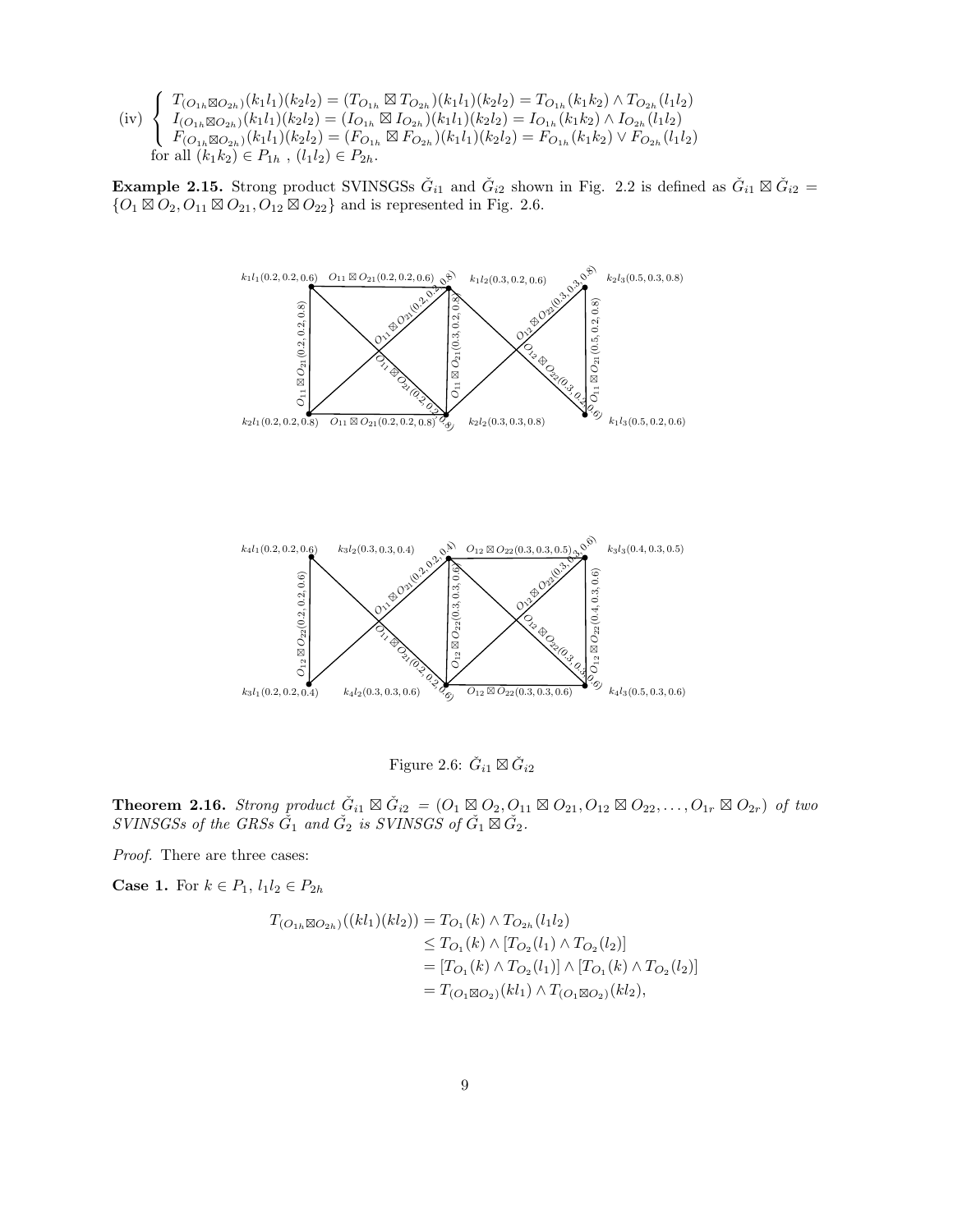(iv) $\begin{cases} T_{(O_{1h} \boxtimes O_{2h})}(k_1l_1)(k_2l_2) = (T_{O_{1h}} \boxtimes T_{O_{2h}})(k_1l_1)(k_2l_2) = T_{O_{1h}}(k_1k_2) \wedge T_{O_{2h}}(l_1l_2) \\ I_{(O_{1h} \boxtimes O_{2h})}(k_1l_1)(k_2l_2) = (I_{O_{1h}} \boxtimes I_{O_{2h}})(k_1l_1)(k_2l_2) = I_{O_{1h}}(k_1k_2) \wedge I_{O_{2h}}(l_1l_2) \\ F_{(O_{1h} \boxtimes O_{2h})}(k_1l_1)(k_2l_2) = (F_{O_{1h}} \boxtimes F_{O_{2h}})(k_1l_1)(k_2l_2) = F_{O_{1h}}(k_1k_2) \vee F_{O_{2h}}(l_1l_2) \end{cases}$

for all $(k_1k_2) \in P_{1h}$ , $(l_1l_2) \in P_{2h}$.

**Example 2.15.** Strong product SVINSGSs $\check{G}_{i1}$ and $\check{G}_{i2}$ shown in Fig. 2.2 is defined as $\check{G}_{i1} \boxtimes \check{G}_{i2} = \{O_1 \boxtimes O_2, O_{11} \boxtimes O_{21}, O_{12} \boxtimes O_{22}\}$ and is represented in Fig. 2.6.

Figure 2.6: $\check{G}_{i1} \boxtimes \check{G}_{i2}$

**Theorem 2.16.** *Strong product $\check{G}_{i1} \boxtimes \check{G}_{i2} = (O_1 \boxtimes O_2, O_{11} \boxtimes O_{21}, O_{12} \boxtimes O_{22}, \ldots, O_{1r} \boxtimes O_{2r})$ of two SVINSGSs of the GRSs $\check{G}_1$ and $\check{G}_2$ is SVINSGS of $\check{G}_1 \boxtimes \check{G}_2$.*

*Proof.* There are three cases:

**Case 1.** For $k \in P_1$, $l_1l_2 \in P_{2h}$

$$\begin{aligned} T_{(O_{1h} \boxtimes O_{2h})}((kl_1)(kl_2)) &= T_{O_1}(k) \wedge T_{O_{2h}}(l_1l_2) \\ &\leq T_{O_1}(k) \wedge [T_{O_2}(l_1) \wedge T_{O_2}(l_2)] \\ &= [T_{O_1}(k) \wedge T_{O_2}(l_1)] \wedge [T_{O_1}(k) \wedge T_{O_2}(l_2)] \\ &= T_{(O_1 \boxtimes O_2)}(kl_1) \wedge T_{(O_1 \boxtimes O_2)}(kl_2), \end{aligned}$$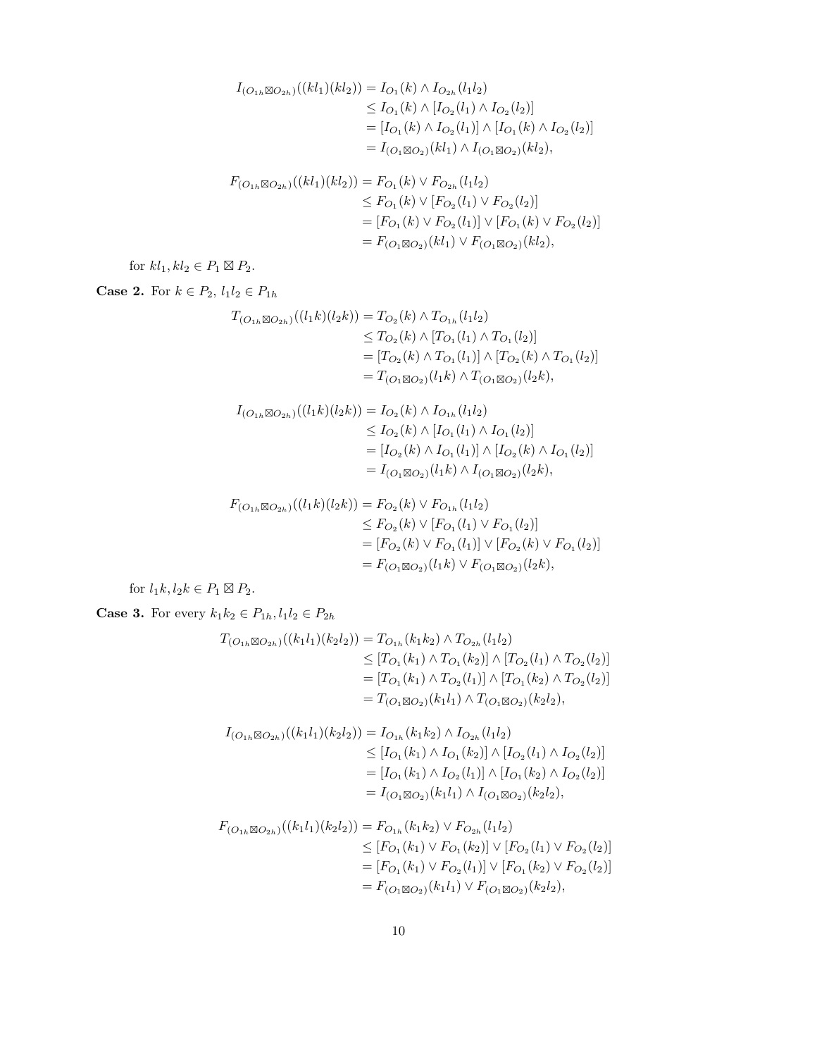$$
\begin{aligned}
I_{(O_{1h}\boxtimes O_{2h})}((kl_1)(kl_2)) &= I_{O_1}(k) \wedge I_{O_{2h}}(l_1l_2) \\
&\leq I_{O_1}(k) \wedge [I_{O_2}(l_1) \wedge I_{O_2}(l_2)] \\
&= [I_{O_1}(k) \wedge I_{O_2}(l_1)] \wedge [I_{O_1}(k) \wedge I_{O_2}(l_2)] \\
&= I_{(O_1\boxtimes O_2)}(kl_1) \wedge I_{(O_1\boxtimes O_2)}(kl_2),
\end{aligned}
$$

$$
\begin{aligned}
F_{(O_{1h}\boxtimes O_{2h})}((kl_1)(kl_2)) &= F_{O_1}(k) \vee F_{O_{2h}}(l_1l_2) \\
&\leq F_{O_1}(k) \vee [F_{O_2}(l_1) \vee F_{O_2}(l_2)] \\
&= [F_{O_1}(k) \vee F_{O_2}(l_1)] \vee [F_{O_1}(k) \vee F_{O_2}(l_2)] \\
&= F_{(O_1\boxtimes O_2)}(kl_1) \vee F_{(O_1\boxtimes O_2)}(kl_2),
\end{aligned}
$$

for $kl_1, kl_2 \in P_1 \boxtimes P_2$.

**Case 2.** For $k \in P_2$, $l_1l_2 \in P_{1h}$

$$
\begin{aligned}
T_{(O_{1h}\boxtimes O_{2h})}((l_1k)(l_2k)) &= T_{O_2}(k) \wedge T_{O_{1h}}(l_1l_2) \\
&\leq T_{O_2}(k) \wedge [T_{O_1}(l_1) \wedge T_{O_1}(l_2)] \\
&= [T_{O_2}(k) \wedge T_{O_1}(l_1)] \wedge [T_{O_2}(k) \wedge T_{O_1}(l_2)] \\
&= T_{(O_1\boxtimes O_2)}(l_1k) \wedge T_{(O_1\boxtimes O_2)}(l_2k),
\end{aligned}
$$

$$
\begin{aligned}
I_{(O_{1h}\boxtimes O_{2h})}((l_1k)(l_2k)) &= I_{O_2}(k) \wedge I_{O_{1h}}(l_1l_2) \\
&\leq I_{O_2}(k) \wedge [I_{O_1}(l_1) \wedge I_{O_1}(l_2)] \\
&= [I_{O_2}(k) \wedge I_{O_1}(l_1)] \wedge [I_{O_2}(k) \wedge I_{O_1}(l_2)] \\
&= I_{(O_1\boxtimes O_2)}(l_1k) \wedge I_{(O_1\boxtimes O_2)}(l_2k),
\end{aligned}
$$

$$
\begin{aligned}
F_{(O_{1h}\boxtimes O_{2h})}((l_1k)(l_2k)) &= F_{O_2}(k) \vee F_{O_{1h}}(l_1l_2) \\
&\leq F_{O_2}(k) \vee [F_{O_1}(l_1) \vee F_{O_1}(l_2)] \\
&= [F_{O_2}(k) \vee F_{O_1}(l_1)] \vee [F_{O_2}(k) \vee F_{O_1}(l_2)] \\
&= F_{(O_1\boxtimes O_2)}(l_1k) \vee F_{(O_1\boxtimes O_2)}(l_2k),
\end{aligned}
$$

for $l_1k, l_2k \in P_1 \boxtimes P_2$.

**Case 3.** For every $k_1k_2 \in P_{1h}, l_1l_2 \in P_{2h}$

$$
\begin{aligned}
T_{(O_{1h}\boxtimes O_{2h})}((k_1l_1)(k_2l_2)) &= T_{O_{1h}}(k_1k_2) \wedge T_{O_{2h}}(l_1l_2) \\
&\leq [T_{O_1}(k_1) \wedge T_{O_1}(k_2)] \wedge [T_{O_2}(l_1) \wedge T_{O_2}(l_2)] \\
&= [T_{O_1}(k_1) \wedge T_{O_2}(l_1)] \wedge [T_{O_1}(k_2) \wedge T_{O_2}(l_2)] \\
&= T_{(O_1\boxtimes O_2)}(k_1l_1) \wedge T_{(O_1\boxtimes O_2)}(k_2l_2),
\end{aligned}
$$

$$
\begin{aligned}
I_{(O_{1h}\boxtimes O_{2h})}((k_1l_1)(k_2l_2)) &= I_{O_{1h}}(k_1k_2) \wedge I_{O_{2h}}(l_1l_2) \\
&\leq [I_{O_1}(k_1) \wedge I_{O_1}(k_2)] \wedge [I_{O_2}(l_1) \wedge I_{O_2}(l_2)] \\
&= [I_{O_1}(k_1) \wedge I_{O_2}(l_1)] \wedge [I_{O_1}(k_2) \wedge I_{O_2}(l_2)] \\
&= I_{(O_1\boxtimes O_2)}(k_1l_1) \wedge I_{(O_1\boxtimes O_2)}(k_2l_2),
\end{aligned}
$$

$$
\begin{aligned}
F_{(O_{1h}\boxtimes O_{2h})}((k_1l_1)(k_2l_2)) &= F_{O_{1h}}(k_1k_2) \vee F_{O_{2h}}(l_1l_2) \\
&\leq [F_{O_1}(k_1) \vee F_{O_1}(k_2)] \vee [F_{O_2}(l_1) \vee F_{O_2}(l_2)] \\
&= [F_{O_1}(k_1) \vee F_{O_2}(l_1)] \vee [F_{O_1}(k_2) \vee F_{O_2}(l_2)] \\
&= F_{(O_1\boxtimes O_2)}(k_1l_1) \vee F_{(O_1\boxtimes O_2)}(k_2l_2),
\end{aligned}
$$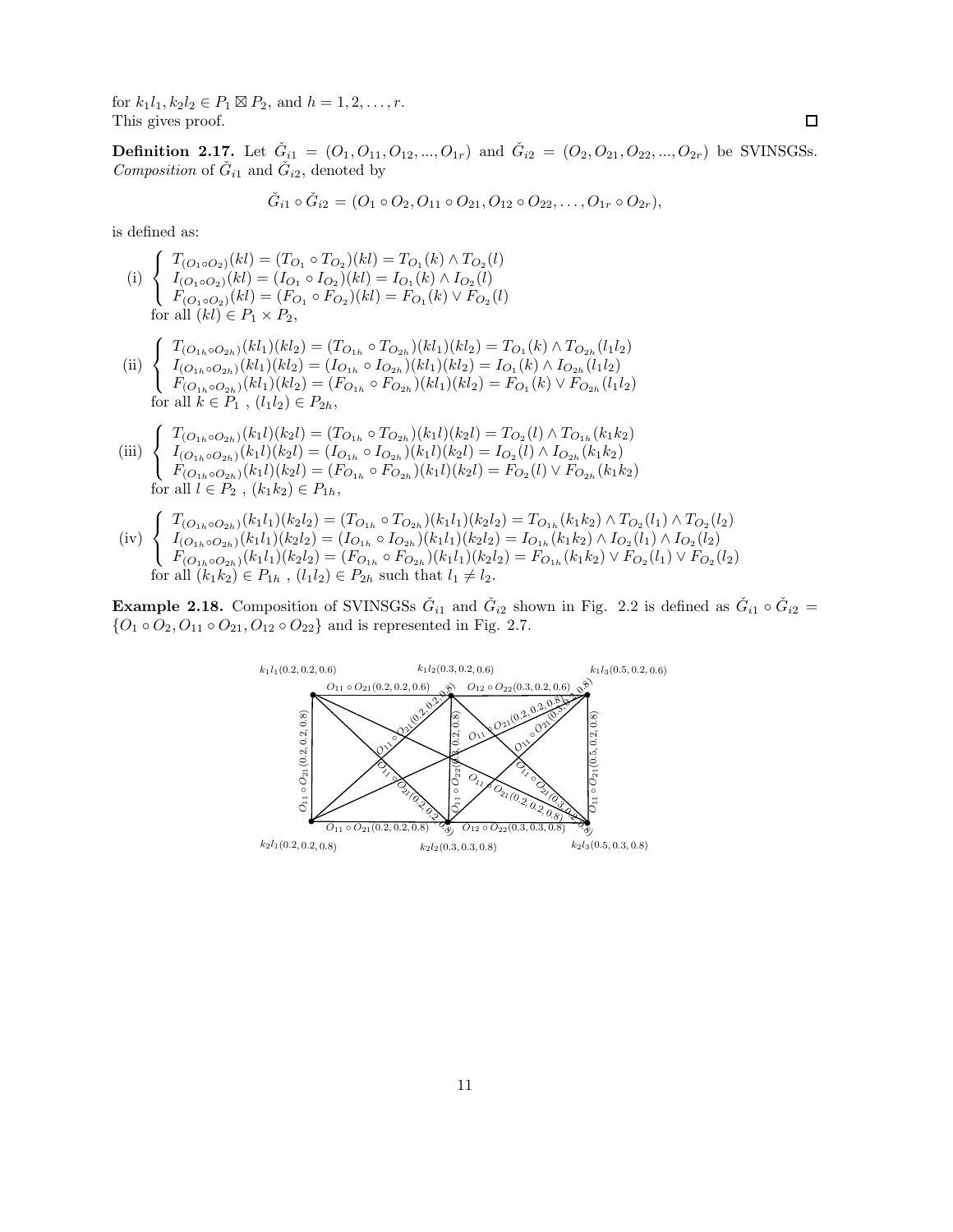for $k_1l_1, k_2l_2 \in P_1 \boxtimes P_2$, and $h = 1, 2, \ldots, r$.
This gives proof. □

**Definition 2.17.** Let $\check{G}_{i1} = (O_1, O_{11}, O_{12}, ..., O_{1r})$ and $\check{G}_{i2} = (O_2, O_{21}, O_{22}, ..., O_{2r})$ be SVINSGSs. *Composition* of $\check{G}_{i1}$ and $\check{G}_{i2}$, denoted by

$$\check{G}_{i1} \circ \check{G}_{i2} = (O_1 \circ O_2, O_{11} \circ O_{21}, O_{12} \circ O_{22}, \ldots, O_{1r} \circ O_{2r}),$$

is defined as:

(i) $\begin{cases} T_{(O_1 \circ O_2)}(kl) = (T_{O_1} \circ T_{O_2})(kl) = T_{O_1}(k) \wedge T_{O_2}(l) \\ I_{(O_1 \circ O_2)}(kl) = (I_{O_1} \circ I_{O_2})(kl) = I_{O_1}(k) \wedge I_{O_2}(l) \\ F_{(O_1 \circ O_2)}(kl) = (F_{O_1} \circ F_{O_2})(kl) = F_{O_1}(k) \vee F_{O_2}(l) \end{cases}$
for all $(kl) \in P_1 \times P_2$,

(ii) $\begin{cases} T_{(O_{1h} \circ O_{2h})}(kl_1)(kl_2) = (T_{O_{1h}} \circ T_{O_{2h}})(kl_1)(kl_2) = T_{O_1}(k) \wedge T_{O_{2h}}(l_1l_2) \\ I_{(O_{1h} \circ O_{2h})}(kl_1)(kl_2) = (I_{O_{1h}} \circ I_{O_{2h}})(kl_1)(kl_2) = I_{O_1}(k) \wedge I_{O_{2h}}(l_1l_2) \\ F_{(O_{1h} \circ O_{2h})}(kl_1)(kl_2) = (F_{O_{1h}} \circ F_{O_{2h}})(kl_1)(kl_2) = F_{O_1}(k) \vee F_{O_{2h}}(l_1l_2) \end{cases}$
for all $k \in P_1$ , $(l_1l_2) \in P_{2h}$,

(iii) $\begin{cases} T_{(O_{1h} \circ O_{2h})}(k_1l)(k_2l) = (T_{O_{1h}} \circ T_{O_{2h}})(k_1l)(k_2l) = T_{O_2}(l) \wedge T_{O_{1h}}(k_1k_2) \\ I_{(O_{1h} \circ O_{2h})}(k_1l)(k_2l) = (I_{O_{1h}} \circ I_{O_{2h}})(k_1l)(k_2l) = I_{O_2}(l) \wedge I_{O_{2h}}(k_1k_2) \\ F_{(O_{1h} \circ O_{2h})}(k_1l)(k_2l) = (F_{O_{1h}} \circ F_{O_{2h}})(k_1l)(k_2l) = F_{O_2}(l) \vee F_{O_{2h}}(k_1k_2) \end{cases}$
for all $l \in P_2$ , $(k_1k_2) \in P_{1h}$,

(iv) $\begin{cases} T_{(O_{1h} \circ O_{2h})}(k_1l_1)(k_2l_2) = (T_{O_{1h}} \circ T_{O_{2h}})(k_1l_1)(k_2l_2) = T_{O_{1h}}(k_1k_2) \wedge T_{O_2}(l_1) \wedge T_{O_2}(l_2) \\ I_{(O_{1h} \circ O_{2h})}(k_1l_1)(k_2l_2) = (I_{O_{1h}} \circ I_{O_{2h}})(k_1l_1)(k_2l_2) = I_{O_{1h}}(k_1k_2) \wedge I_{O_2}(l_1) \wedge I_{O_2}(l_2) \\ F_{(O_{1h} \circ O_{2h})}(k_1l_1)(k_2l_2) = (F_{O_{1h}} \circ F_{O_{2h}})(k_1l_1)(k_2l_2) = F_{O_{1h}}(k_1k_2) \vee F_{O_2}(l_1) \vee F_{O_2}(l_2) \end{cases}$
for all $(k_1k_2) \in P_{1h}$ , $(l_1l_2) \in P_{2h}$ such that $l_1 \neq l_2$.

**Example 2.18.** Composition of SVINSGSs $\check{G}_{i1}$ and $\check{G}_{i2}$ shown in Fig. 2.2 is defined as $\check{G}_{i1} \circ \check{G}_{i2} = \{O_1 \circ O_2, O_{11} \circ O_{21}, O_{12} \circ O_{22}\}$ and is represented in Fig. 2.7.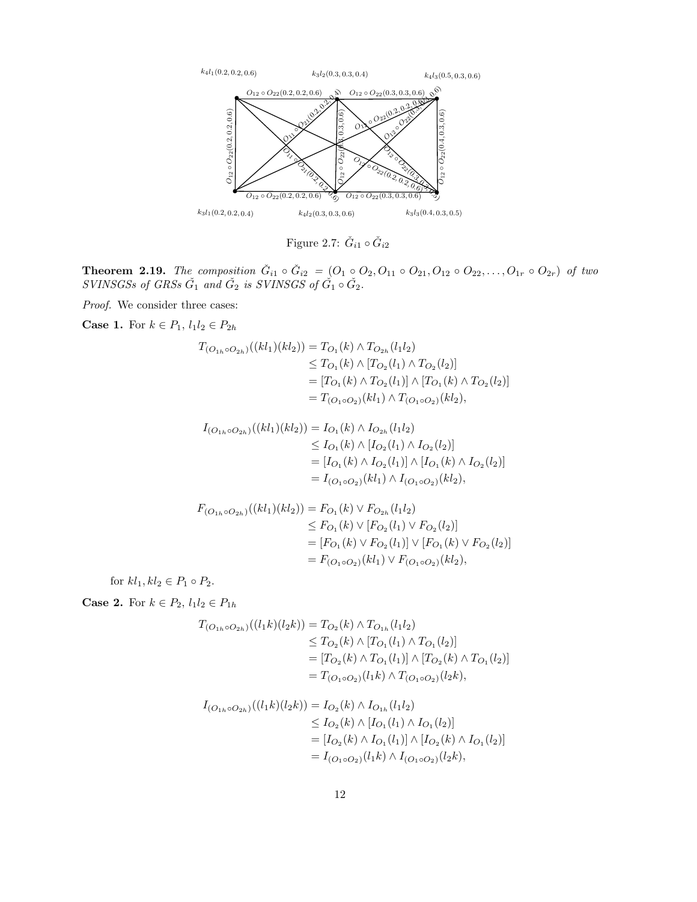Figure 2.7: $\check{G}_{i1} \circ \check{G}_{i2}$

**Theorem 2.19.** *The composition $\check{G}_{i1} \circ \check{G}_{i2} = (O_1 \circ O_2, O_{11} \circ O_{21}, O_{12} \circ O_{22}, \ldots, O_{1r} \circ O_{2r})$ of two SVINSGSs of GRSs $\check{G}_1$ and $\check{G}_2$ is SVINSGS of $\check{G}_1 \circ \check{G}_2$.*

*Proof.* We consider three cases:

**Case 1.** For $k \in P_1$, $l_1 l_2 \in P_{2h}$

$$
\begin{aligned}
T_{(O_{1h} \circ O_{2h})}((kl_1)(kl_2)) &= T_{O_1}(k) \wedge T_{O_{2h}}(l_1 l_2) \\
&\leq T_{O_1}(k) \wedge [T_{O_2}(l_1) \wedge T_{O_2}(l_2)] \\
&= [T_{O_1}(k) \wedge T_{O_2}(l_1)] \wedge [T_{O_1}(k) \wedge T_{O_2}(l_2)] \\
&= T_{(O_1 \circ O_2)}(kl_1) \wedge T_{(O_1 \circ O_2)}(kl_2),
\end{aligned}
$$

$$
\begin{aligned}
I_{(O_{1h} \circ O_{2h})}((kl_1)(kl_2)) &= I_{O_1}(k) \wedge I_{O_{2h}}(l_1 l_2) \\
&\leq I_{O_1}(k) \wedge [I_{O_2}(l_1) \wedge I_{O_2}(l_2)] \\
&= [I_{O_1}(k) \wedge I_{O_2}(l_1)] \wedge [I_{O_1}(k) \wedge I_{O_2}(l_2)] \\
&= I_{(O_1 \circ O_2)}(kl_1) \wedge I_{(O_1 \circ O_2)}(kl_2),
\end{aligned}
$$

$$
\begin{aligned}
F_{(O_{1h} \circ O_{2h})}((kl_1)(kl_2)) &= F_{O_1}(k) \vee F_{O_{2h}}(l_1 l_2) \\
&\leq F_{O_1}(k) \vee [F_{O_2}(l_1) \vee F_{O_2}(l_2)] \\
&= [F_{O_1}(k) \vee F_{O_2}(l_1)] \vee [F_{O_1}(k) \vee F_{O_2}(l_2)] \\
&= F_{(O_1 \circ O_2)}(kl_1) \vee F_{(O_1 \circ O_2)}(kl_2),
\end{aligned}
$$

for $kl_1, kl_2 \in P_1 \circ P_2$.

**Case 2.** For $k \in P_2$, $l_1 l_2 \in P_{1h}$

$$
\begin{aligned}
T_{(O_{1h} \circ O_{2h})}((l_1 k)(l_2 k)) &= T_{O_2}(k) \wedge T_{O_{1h}}(l_1 l_2) \\
&\leq T_{O_2}(k) \wedge [T_{O_1}(l_1) \wedge T_{O_1}(l_2)] \\
&= [T_{O_2}(k) \wedge T_{O_1}(l_1)] \wedge [T_{O_2}(k) \wedge T_{O_1}(l_2)] \\
&= T_{(O_1 \circ O_2)}(l_1 k) \wedge T_{(O_1 \circ O_2)}(l_2 k),
\end{aligned}
$$

$$
\begin{aligned}
I_{(O_{1h} \circ O_{2h})}((l_1 k)(l_2 k)) &= I_{O_2}(k) \wedge I_{O_{1h}}(l_1 l_2) \\
&\leq I_{O_2}(k) \wedge [I_{O_1}(l_1) \wedge I_{O_1}(l_2)] \\
&= [I_{O_2}(k) \wedge I_{O_1}(l_1)] \wedge [I_{O_2}(k) \wedge I_{O_1}(l_2)] \\
&= I_{(O_1 \circ O_2)}(l_1 k) \wedge I_{(O_1 \circ O_2)}(l_2 k),
\end{aligned}
$$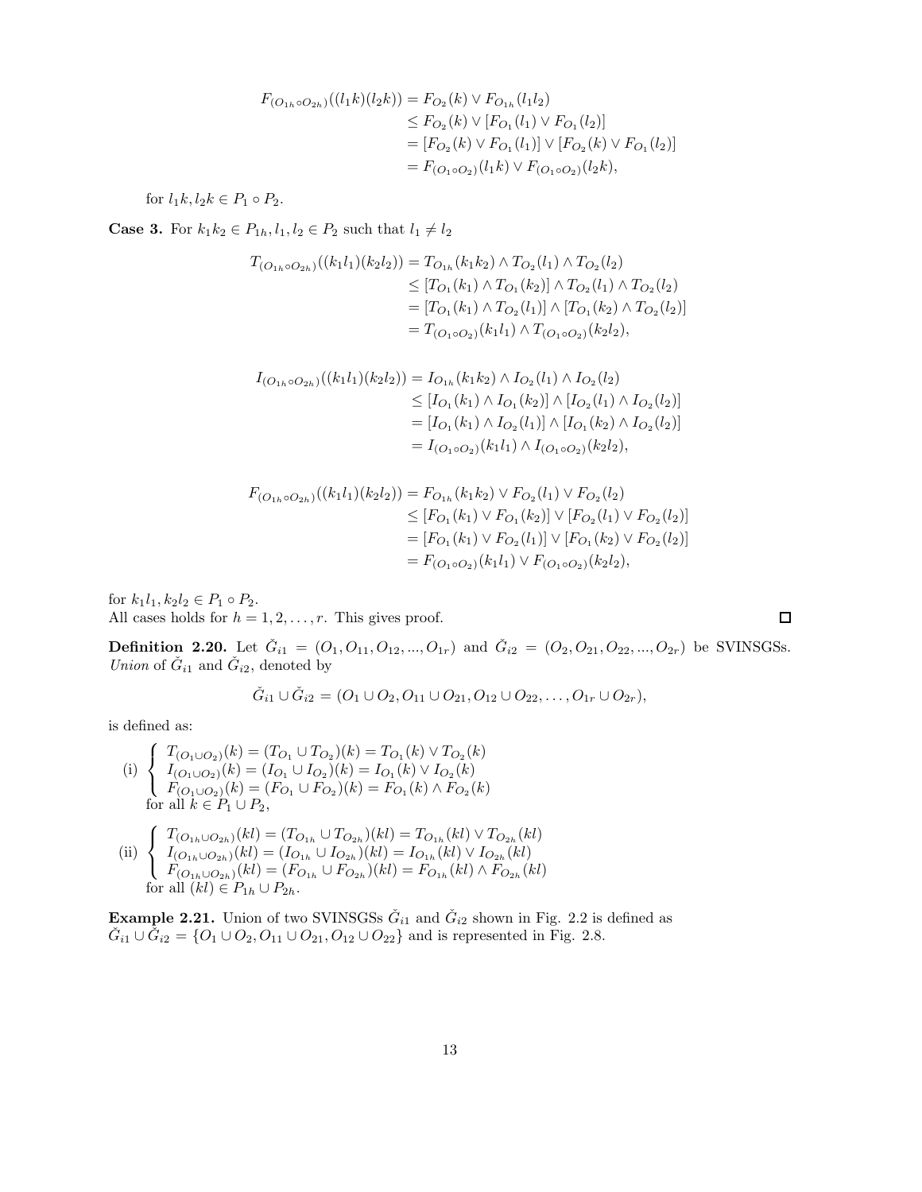$$
\begin{aligned}
F_{(O_{1h}\circ O_{2h})}((l_1k)(l_2k)) &= F_{O_2}(k) \vee F_{O_{1h}}(l_1l_2)\\
&\leq F_{O_2}(k) \vee [F_{O_1}(l_1) \vee F_{O_1}(l_2)]\\
&= [F_{O_2}(k) \vee F_{O_1}(l_1)] \vee [F_{O_2}(k) \vee F_{O_1}(l_2)]\\
&= F_{(O_1\circ O_2)}(l_1k) \vee F_{(O_1\circ O_2)}(l_2k),
\end{aligned}
$$

for $l_1k, l_2k \in P_1 \circ P_2$.

**Case 3.** For $k_1k_2 \in P_{1h}, l_1, l_2 \in P_2$ such that $l_1 \neq l_2$

$$
\begin{aligned}
T_{(O_{1h}\circ O_{2h})}((k_1l_1)(k_2l_2)) &= T_{O_{1h}}(k_1k_2) \wedge T_{O_2}(l_1) \wedge T_{O_2}(l_2)\\
&\leq [T_{O_1}(k_1) \wedge T_{O_1}(k_2)] \wedge T_{O_2}(l_1) \wedge T_{O_2}(l_2)\\
&= [T_{O_1}(k_1) \wedge T_{O_2}(l_1)] \wedge [T_{O_1}(k_2) \wedge T_{O_2}(l_2)]\\
&= T_{(O_1\circ O_2)}(k_1l_1) \wedge T_{(O_1\circ O_2)}(k_2l_2),
\end{aligned}
$$

$$
\begin{aligned}
I_{(O_{1h}\circ O_{2h})}((k_1l_1)(k_2l_2)) &= I_{O_{1h}}(k_1k_2) \wedge I_{O_2}(l_1) \wedge I_{O_2}(l_2)\\
&\leq [I_{O_1}(k_1) \wedge I_{O_1}(k_2)] \wedge [I_{O_2}(l_1) \wedge I_{O_2}(l_2)]\\
&= [I_{O_1}(k_1) \wedge I_{O_2}(l_1)] \wedge [I_{O_1}(k_2) \wedge I_{O_2}(l_2)]\\
&= I_{(O_1\circ O_2)}(k_1l_1) \wedge I_{(O_1\circ O_2)}(k_2l_2),
\end{aligned}
$$

$$
\begin{aligned}
F_{(O_{1h}\circ O_{2h})}((k_1l_1)(k_2l_2)) &= F_{O_{1h}}(k_1k_2) \vee F_{O_2}(l_1) \vee F_{O_2}(l_2)\\
&\leq [F_{O_1}(k_1) \vee F_{O_1}(k_2)] \vee [F_{O_2}(l_1) \vee F_{O_2}(l_2)]\\
&= [F_{O_1}(k_1) \vee F_{O_2}(l_1)] \vee [F_{O_1}(k_2) \vee F_{O_2}(l_2)]\\
&= F_{(O_1\circ O_2)}(k_1l_1) \vee F_{(O_1\circ O_2)}(k_2l_2),
\end{aligned}
$$

for $k_1l_1, k_2l_2 \in P_1 \circ P_2$.
All cases holds for $h = 1, 2, \ldots, r$. This gives proof. □

**Definition 2.20.** Let $\check{G}_{i1} = (O_1, O_{11}, O_{12}, ..., O_{1r})$ and $\check{G}_{i2} = (O_2, O_{21}, O_{22}, ..., O_{2r})$ be SVINSGSs. *Union* of $\check{G}_{i1}$ and $\check{G}_{i2}$, denoted by

$$\check{G}_{i1} \cup \check{G}_{i2} = (O_1 \cup O_2, O_{11} \cup O_{21}, O_{12} \cup O_{22}, \ldots, O_{1r} \cup O_{2r}),$$

is defined as:

(i) $\begin{cases} T_{(O_1\cup O_2)}(k) = (T_{O_1} \cup T_{O_2})(k) = T_{O_1}(k) \vee T_{O_2}(k)\\ I_{(O_1\cup O_2)}(k) = (I_{O_1} \cup I_{O_2})(k) = I_{O_1}(k) \vee I_{O_2}(k)\\ F_{(O_1\cup O_2)}(k) = (F_{O_1} \cup F_{O_2})(k) = F_{O_1}(k) \wedge F_{O_2}(k) \end{cases}$
for all $k \in P_1 \cup P_2$,

(ii) $\begin{cases} T_{(O_{1h}\cup O_{2h})}(kl) = (T_{O_{1h}} \cup T_{O_{2h}})(kl) = T_{O_{1h}}(kl) \vee T_{O_{2h}}(kl)\\ I_{(O_{1h}\cup O_{2h})}(kl) = (I_{O_{1h}} \cup I_{O_{2h}})(kl) = I_{O_{1h}}(kl) \vee I_{O_{2h}}(kl)\\ F_{(O_{1h}\cup O_{2h})}(kl) = (F_{O_{1h}} \cup F_{O_{2h}})(kl) = F_{O_{1h}}(kl) \wedge F_{O_{2h}}(kl) \end{cases}$
for all $(kl) \in P_{1h} \cup P_{2h}$.

**Example 2.21.** Union of two SVINSGSs $\check{G}_{i1}$ and $\check{G}_{i2}$ shown in Fig. 2.2 is defined as $\check{G}_{i1} \cup \check{G}_{i2} = \{O_1 \cup O_2, O_{11} \cup O_{21}, O_{12} \cup O_{22}\}$ and is represented in Fig. 2.8.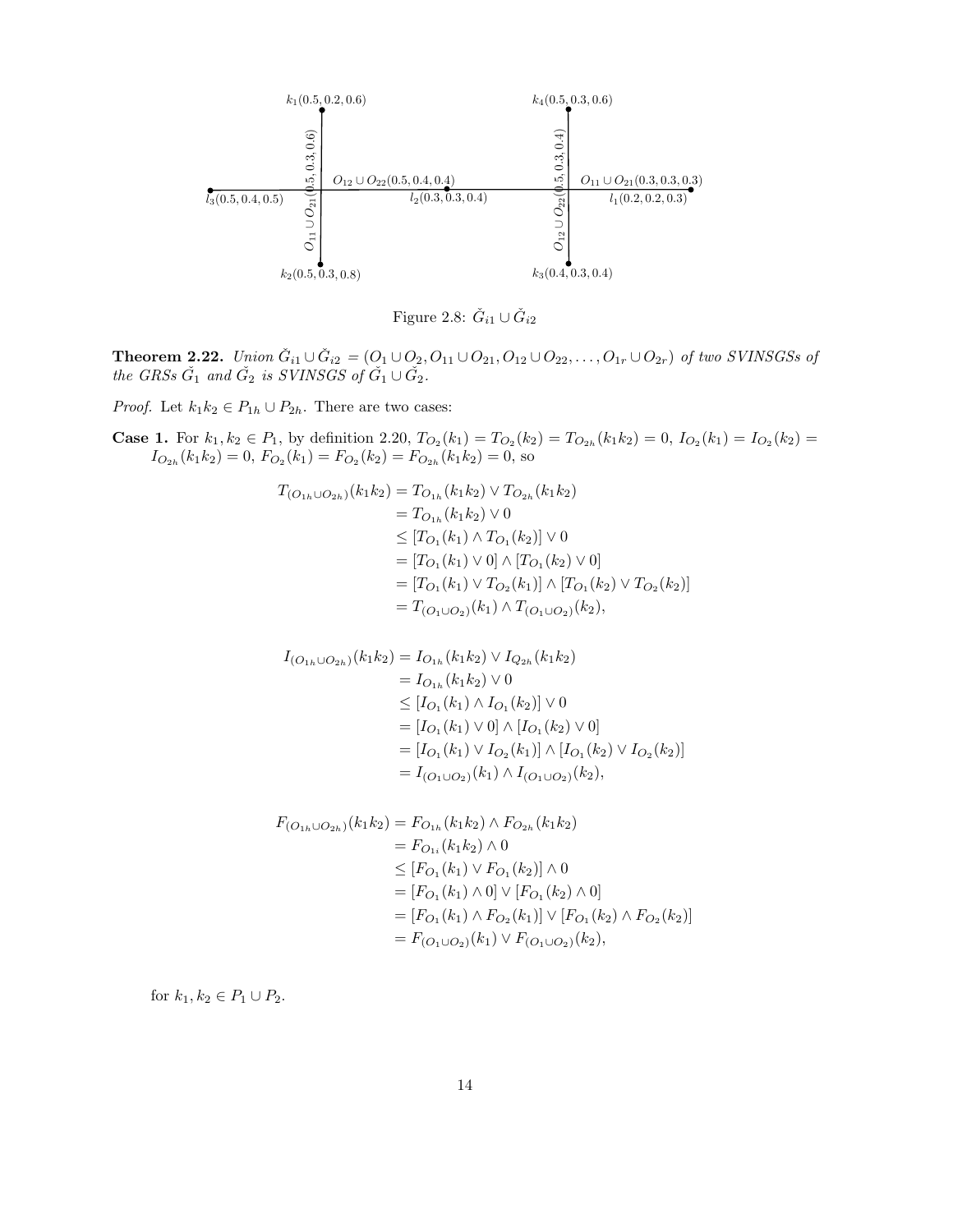Figure 2.8: $\check{G}_{i1} \cup \check{G}_{i2}$

**Theorem 2.22.** *Union* $\check{G}_{i1} \cup \check{G}_{i2} = (O_1 \cup O_2, O_{11} \cup O_{21}, O_{12} \cup O_{22}, \ldots, O_{1r} \cup O_{2r})$ *of two SVINSGSs of the GRSs* $\check{G}_1$ *and* $\check{G}_2$ *is SVINSGS of* $\check{G}_1 \cup \check{G}_2$.

*Proof.* Let $k_1k_2 \in P_{1h} \cup P_{2h}$. There are two cases:

**Case 1.** For $k_1, k_2 \in P_1$, by definition 2.20, $T_{O_2}(k_1) = T_{O_2}(k_2) = T_{O_{2h}}(k_1k_2) = 0$, $I_{O_2}(k_1) = I_{O_2}(k_2) = I_{O_{2h}}(k_1k_2) = 0$, $F_{O_2}(k_1) = F_{O_2}(k_2) = F_{O_{2h}}(k_1k_2) = 0$, so

$$
\begin{aligned}
T_{(O_{1h} \cup O_{2h})}(k_1k_2) &= T_{O_{1h}}(k_1k_2) \vee T_{O_{2h}}(k_1k_2) \\
&= T_{O_{1h}}(k_1k_2) \vee 0 \\
&\leq [T_{O_1}(k_1) \wedge T_{O_1}(k_2)] \vee 0 \\
&= [T_{O_1}(k_1) \vee 0] \wedge [T_{O_1}(k_2) \vee 0] \\
&= [T_{O_1}(k_1) \vee T_{O_2}(k_1)] \wedge [T_{O_1}(k_2) \vee T_{O_2}(k_2)] \\
&= T_{(O_1 \cup O_2)}(k_1) \wedge T_{(O_1 \cup O_2)}(k_2),
\end{aligned}
$$

$$
\begin{aligned}
I_{(O_{1h} \cup O_{2h})}(k_1k_2) &= I_{O_{1h}}(k_1k_2) \vee I_{Q_{2h}}(k_1k_2) \\
&= I_{O_{1h}}(k_1k_2) \vee 0 \\
&\leq [I_{O_1}(k_1) \wedge I_{O_1}(k_2)] \vee 0 \\
&= [I_{O_1}(k_1) \vee 0] \wedge [I_{O_1}(k_2) \vee 0] \\
&= [I_{O_1}(k_1) \vee I_{O_2}(k_1)] \wedge [I_{O_1}(k_2) \vee I_{O_2}(k_2)] \\
&= I_{(O_1 \cup O_2)}(k_1) \wedge I_{(O_1 \cup O_2)}(k_2),
\end{aligned}
$$

$$
\begin{aligned}
F_{(O_{1h} \cup O_{2h})}(k_1k_2) &= F_{O_{1h}}(k_1k_2) \wedge F_{O_{2h}}(k_1k_2) \\
&= F_{O_{1i}}(k_1k_2) \wedge 0 \\
&\leq [F_{O_1}(k_1) \vee F_{O_1}(k_2)] \wedge 0 \\
&= [F_{O_1}(k_1) \wedge 0] \vee [F_{O_1}(k_2) \wedge 0] \\
&= [F_{O_1}(k_1) \wedge F_{O_2}(k_1)] \vee [F_{O_1}(k_2) \wedge F_{O_2}(k_2)] \\
&= F_{(O_1 \cup O_2)}(k_1) \vee F_{(O_1 \cup O_2)}(k_2),
\end{aligned}
$$

for $k_1, k_2 \in P_1 \cup P_2$.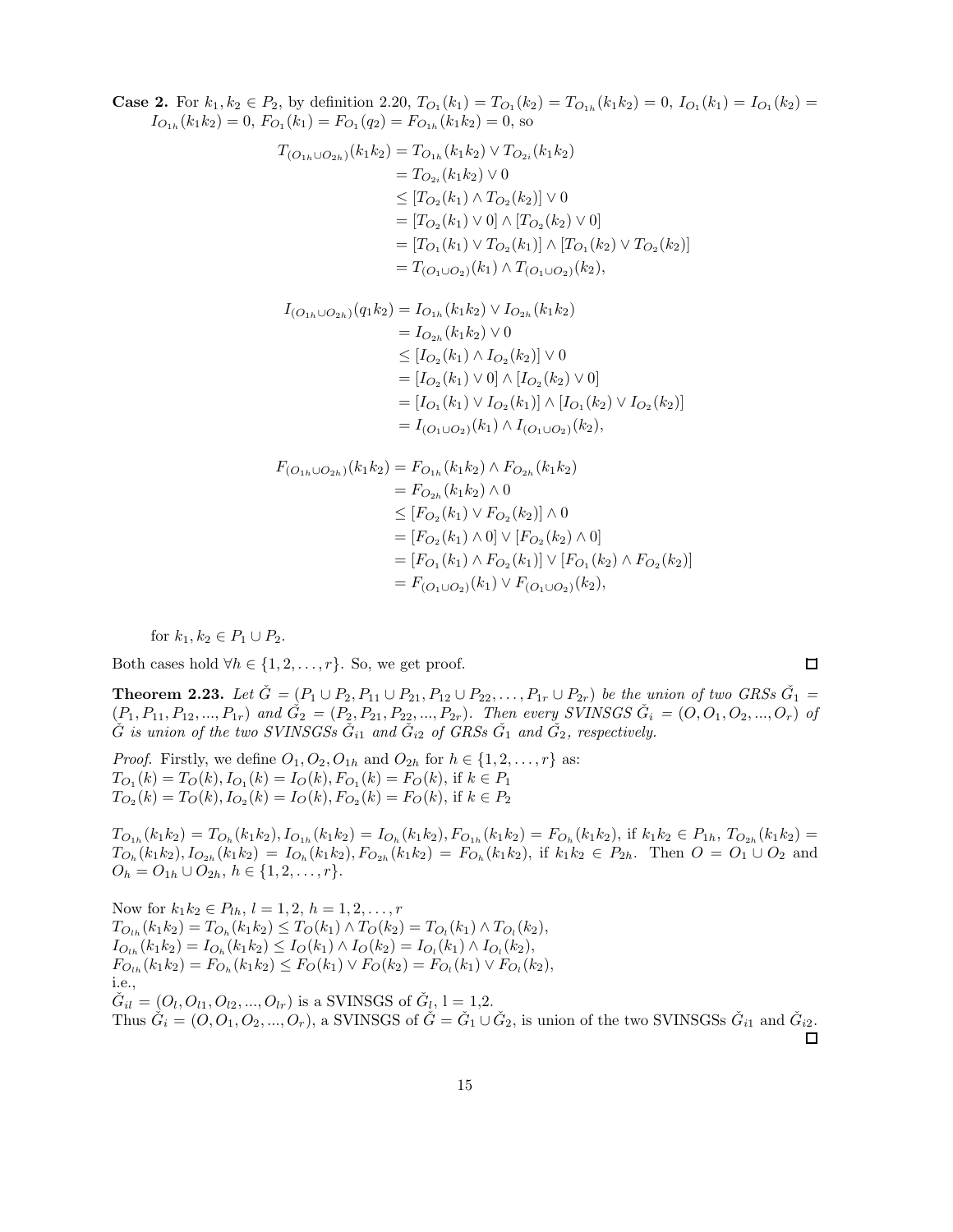**Case 2.** For $k_1, k_2 \in P_2$, by definition 2.20, $T_{O_1}(k_1) = T_{O_1}(k_2) = T_{O_{1h}}(k_1k_2) = 0$, $I_{O_1}(k_1) = I_{O_1}(k_2) = I_{O_{1h}}(k_1k_2) = 0$, $F_{O_1}(k_1) = F_{O_1}(q_2) = F_{O_{1h}}(k_1k_2) = 0$, so

$$
\begin{aligned}
T_{(O_{1h}\cup O_{2h})}(k_1k_2) &= T_{O_{1h}}(k_1k_2) \vee T_{O_{2i}}(k_1k_2)\\
&= T_{O_{2i}}(k_1k_2) \vee 0\\
&\leq [T_{O_2}(k_1) \wedge T_{O_2}(k_2)] \vee 0\\
&= [T_{O_2}(k_1) \vee 0] \wedge [T_{O_2}(k_2) \vee 0]\\
&= [T_{O_1}(k_1) \vee T_{O_2}(k_1)] \wedge [T_{O_1}(k_2) \vee T_{O_2}(k_2)]\\
&= T_{(O_1\cup O_2)}(k_1) \wedge T_{(O_1\cup O_2)}(k_2),
\end{aligned}
$$

$$
\begin{aligned}
I_{(O_{1h}\cup O_{2h})}(q_1k_2) &= I_{O_{1h}}(k_1k_2) \vee I_{O_{2h}}(k_1k_2)\\
&= I_{O_{2h}}(k_1k_2) \vee 0\\
&\leq [I_{O_2}(k_1) \wedge I_{O_2}(k_2)] \vee 0\\
&= [I_{O_2}(k_1) \vee 0] \wedge [I_{O_2}(k_2) \vee 0]\\
&= [I_{O_1}(k_1) \vee I_{O_2}(k_1)] \wedge [I_{O_1}(k_2) \vee I_{O_2}(k_2)]\\
&= I_{(O_1\cup O_2)}(k_1) \wedge I_{(O_1\cup O_2)}(k_2),
\end{aligned}
$$

$$
\begin{aligned}
F_{(O_{1h}\cup O_{2h})}(k_1k_2) &= F_{O_{1h}}(k_1k_2) \wedge F_{O_{2h}}(k_1k_2)\\
&= F_{O_{2h}}(k_1k_2) \wedge 0\\
&\leq [F_{O_2}(k_1) \vee F_{O_2}(k_2)] \wedge 0\\
&= [F_{O_2}(k_1) \wedge 0] \vee [F_{O_2}(k_2) \wedge 0]\\
&= [F_{O_1}(k_1) \wedge F_{O_2}(k_1)] \vee [F_{O_1}(k_2) \wedge F_{O_2}(k_2)]\\
&= F_{(O_1\cup O_2)}(k_1) \vee F_{(O_1\cup O_2)}(k_2),
\end{aligned}
$$

for $k_1, k_2 \in P_1 \cup P_2$.

Both cases hold $\forall h \in \{1, 2, \ldots, r\}$. So, we get proof. ☐

**Theorem 2.23.** *Let $\check{G} = (P_1 \cup P_2, P_{11} \cup P_{21}, P_{12} \cup P_{22}, \ldots, P_{1r} \cup P_{2r})$ be the union of two GRSs $\check{G}_1 = (P_1, P_{11}, P_{12}, ..., P_{1r})$ and $\check{G}_2 = (P_2, P_{21}, P_{22}, ..., P_{2r})$. Then every SVINSGS $\check{G}_i = (O, O_1, O_2, ..., O_r)$ of $\check{G}$ is union of the two SVINSGSs $\check{G}_{i1}$ and $\check{G}_{i2}$ of GRSs $\check{G}_1$ and $\check{G}_2$, respectively.*

*Proof.* Firstly, we define $O_1, O_2, O_{1h}$ and $O_{2h}$ for $h \in \{1, 2, \ldots, r\}$ as:
$T_{O_1}(k) = T_O(k), I_{O_1}(k) = I_O(k), F_{O_1}(k) = F_O(k)$, if $k \in P_1$
$T_{O_2}(k) = T_O(k), I_{O_2}(k) = I_O(k), F_{O_2}(k) = F_O(k)$, if $k \in P_2$

$T_{O_{1h}}(k_1k_2) = T_{O_h}(k_1k_2), I_{O_{1h}}(k_1k_2) = I_{O_h}(k_1k_2), F_{O_{1h}}(k_1k_2) = F_{O_h}(k_1k_2)$, if $k_1k_2 \in P_{1h}$, $T_{O_{2h}}(k_1k_2) = T_{O_h}(k_1k_2), I_{O_{2h}}(k_1k_2) = I_{O_h}(k_1k_2), F_{O_{2h}}(k_1k_2) = F_{O_h}(k_1k_2)$, if $k_1k_2 \in P_{2h}$. Then $O = O_1 \cup O_2$ and $O_h = O_{1h} \cup O_{2h}$, $h \in \{1, 2, \ldots, r\}$.

Now for $k_1k_2 \in P_{lh}$, $l = 1, 2$, $h = 1, 2, \ldots, r$
$T_{O_{lh}}(k_1k_2) = T_{O_h}(k_1k_2) \leq T_O(k_1) \wedge T_O(k_2) = T_{O_l}(k_1) \wedge T_{O_l}(k_2)$,
$I_{O_{lh}}(k_1k_2) = I_{O_h}(k_1k_2) \leq I_O(k_1) \wedge I_O(k_2) = I_{O_l}(k_1) \wedge I_{O_l}(k_2)$,
$F_{O_{lh}}(k_1k_2) = F_{O_h}(k_1k_2) \leq F_O(k_1) \vee F_O(k_2) = F_{O_l}(k_1) \vee F_{O_l}(k_2)$,
i.e.,
$\check{G}_{il} = (O_l, O_{l1}, O_{l2}, ..., O_{lr})$ is a SVINSGS of $\check{G}_l$, l = 1,2.
Thus $\check{G}_i = (O, O_1, O_2, ..., O_r)$, a SVINSGS of $\check{G} = \check{G}_1 \cup \check{G}_2$, is union of the two SVINSGSs $\check{G}_{i1}$ and $\check{G}_{i2}$. ☐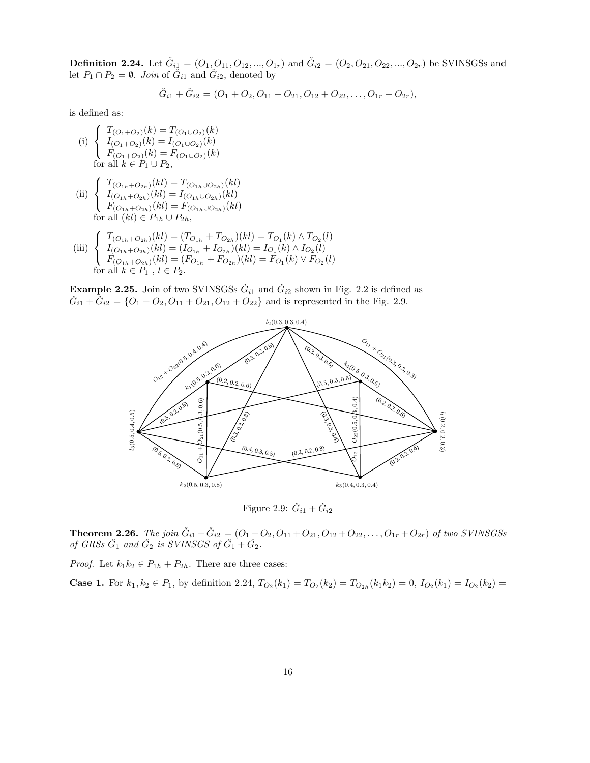**Definition 2.24.** Let $\check{G}_{i1} = (O_1, O_{11}, O_{12}, ..., O_{1r})$ and $\check{G}_{i2} = (O_2, O_{21}, O_{22}, ..., O_{2r})$ be SVINSGSs and let $P_1 \cap P_2 = \emptyset$. *Join* of $\check{G}_{i1}$ and $\check{G}_{i2}$, denoted by

$$\check{G}_{i1} + \check{G}_{i2} = (O_1 + O_2, O_{11} + O_{21}, O_{12} + O_{22}, \ldots, O_{1r} + O_{2r}),$$

is defined as:

(i) $\begin{cases} T_{(O_1+O_2)}(k) = T_{(O_1 \cup O_2)}(k) \\ I_{(O_1+O_2)}(k) = I_{(O_1 \cup O_2)}(k) \\ F_{(O_1+O_2)}(k) = F_{(O_1 \cup O_2)}(k) \end{cases}$
for all $k \in P_1 \cup P_2$,

(ii) $\begin{cases} T_{(O_{1h}+O_{2h})}(kl) = T_{(O_{1h} \cup O_{2h})}(kl) \\ I_{(O_{1h}+O_{2h})}(kl) = I_{(O_{1h} \cup O_{2h})}(kl) \\ F_{(O_{1h}+O_{2h})}(kl) = F_{(O_{1h} \cup O_{2h})}(kl) \end{cases}$
for all $(kl) \in P_{1h} \cup P_{2h}$,

(iii) $\begin{cases} T_{(O_{1h}+O_{2h})}(kl) = (T_{O_{1h}} + T_{O_{2h}})(kl) = T_{O_1}(k) \wedge T_{O_2}(l) \\ I_{(O_{1h}+O_{2h})}(kl) = (I_{O_{1h}} + I_{O_{2h}})(kl) = I_{O_1}(k) \wedge I_{O_2}(l) \\ F_{(O_{1h}+O_{2h})}(kl) = (F_{O_{1h}} + F_{O_{2h}})(kl) = F_{O_1}(k) \vee F_{O_2}(l) \end{cases}$
for all $k \in P_1$ , $l \in P_2$.

**Example 2.25.** Join of two SVINSGSs $\check{G}_{i1}$ and $\check{G}_{i2}$ shown in Fig. 2.2 is defined as $\check{G}_{i1} + \check{G}_{i2} = \{O_1 + O_2, O_{11} + O_{21}, O_{12} + O_{22}\}$ and is represented in the Fig. 2.9.

Figure 2.9: $\check{G}_{i1} + \check{G}_{i2}$

**Theorem 2.26.** *The join $\check{G}_{i1} + \check{G}_{i2} = (O_1 + O_2, O_{11} + O_{21}, O_{12} + O_{22}, \ldots, O_{1r} + O_{2r})$ of two SVINSGSs of GRSs $\check{G}_1$ and $\check{G}_2$ is SVINSGS of $\check{G}_1 + \check{G}_2$.*

*Proof.* Let $k_1k_2 \in P_{1h} + P_{2h}$. There are three cases:

**Case 1.** For $k_1, k_2 \in P_1$, by definition 2.24, $T_{O_2}(k_1) = T_{O_2}(k_2) = T_{O_{2h}}(k_1k_2) = 0$, $I_{O_2}(k_1) = I_{O_2}(k_2) =$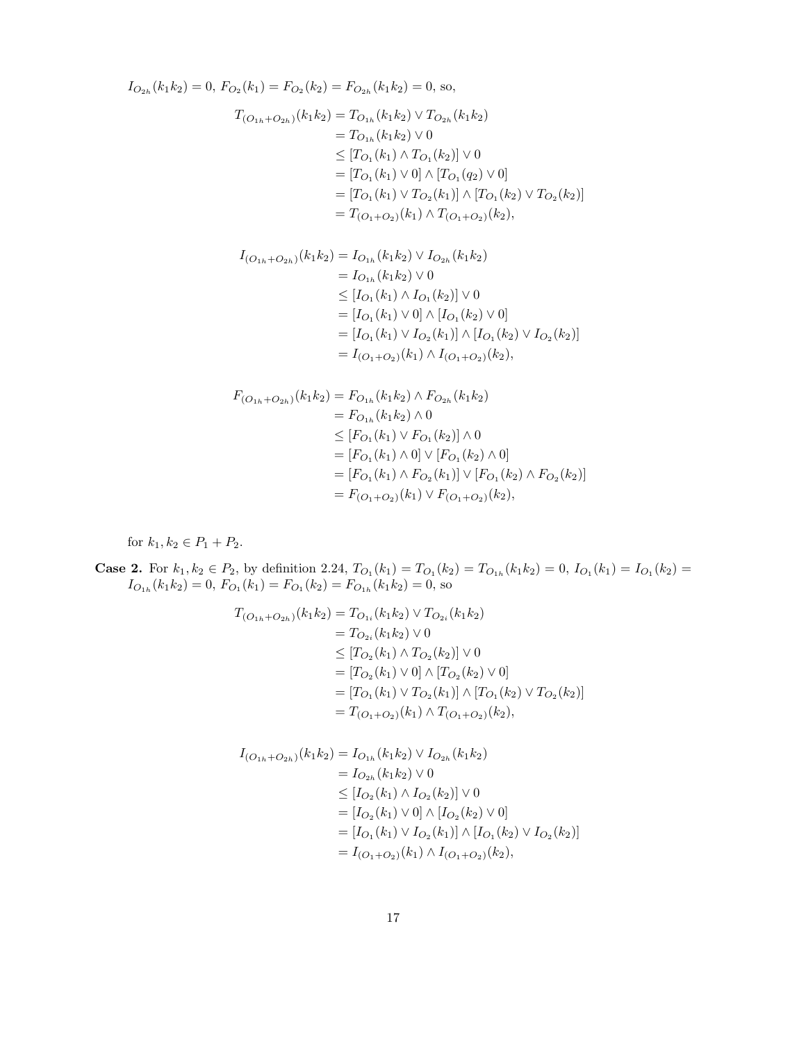$I_{O_{2h}}(k_1k_2) = 0$, $F_{O_2}(k_1) = F_{O_2}(k_2) = F_{O_{2h}}(k_1k_2) = 0$, so,

$$
\begin{aligned}
T_{(O_{1h}+O_{2h})}(k_1k_2) &= T_{O_{1h}}(k_1k_2) \vee T_{O_{2h}}(k_1k_2) \\
&= T_{O_{1h}}(k_1k_2) \vee 0 \\
&\leq [T_{O_1}(k_1) \wedge T_{O_1}(k_2)] \vee 0 \\
&= [T_{O_1}(k_1) \vee 0] \wedge [T_{O_1}(q_2) \vee 0] \\
&= [T_{O_1}(k_1) \vee T_{O_2}(k_1)] \wedge [T_{O_1}(k_2) \vee T_{O_2}(k_2)] \\
&= T_{(O_1+O_2)}(k_1) \wedge T_{(O_1+O_2)}(k_2),
\end{aligned}
$$

$$
\begin{aligned}
I_{(O_{1h}+O_{2h})}(k_1k_2) &= I_{O_{1h}}(k_1k_2) \vee I_{O_{2h}}(k_1k_2) \\
&= I_{O_{1h}}(k_1k_2) \vee 0 \\
&\leq [I_{O_1}(k_1) \wedge I_{O_1}(k_2)] \vee 0 \\
&= [I_{O_1}(k_1) \vee 0] \wedge [I_{O_1}(k_2) \vee 0] \\
&= [I_{O_1}(k_1) \vee I_{O_2}(k_1)] \wedge [I_{O_1}(k_2) \vee I_{O_2}(k_2)] \\
&= I_{(O_1+O_2)}(k_1) \wedge I_{(O_1+O_2)}(k_2),
\end{aligned}
$$

$$
\begin{aligned}
F_{(O_{1h}+O_{2h})}(k_1k_2) &= F_{O_{1h}}(k_1k_2) \wedge F_{O_{2h}}(k_1k_2) \\
&= F_{O_{1h}}(k_1k_2) \wedge 0 \\
&\leq [F_{O_1}(k_1) \vee F_{O_1}(k_2)] \wedge 0 \\
&= [F_{O_1}(k_1) \wedge 0] \vee [F_{O_1}(k_2) \wedge 0] \\
&= [F_{O_1}(k_1) \wedge F_{O_2}(k_1)] \vee [F_{O_1}(k_2) \wedge F_{O_2}(k_2)] \\
&= F_{(O_1+O_2)}(k_1) \vee F_{(O_1+O_2)}(k_2),
\end{aligned}
$$

for $k_1, k_2 \in P_1 + P_2$.

**Case 2.** For $k_1, k_2 \in P_2$, by definition 2.24, $T_{O_1}(k_1) = T_{O_1}(k_2) = T_{O_{1h}}(k_1k_2) = 0$, $I_{O_1}(k_1) = I_{O_1}(k_2) = I_{O_{1h}}(k_1k_2) = 0$, $F_{O_1}(k_1) = F_{O_1}(k_2) = F_{O_{1h}}(k_1k_2) = 0$, so

$$
\begin{aligned}
T_{(O_{1h}+O_{2h})}(k_1k_2) &= T_{O_{1i}}(k_1k_2) \vee T_{O_{2i}}(k_1k_2) \\
&= T_{O_{2i}}(k_1k_2) \vee 0 \\
&\leq [T_{O_2}(k_1) \wedge T_{O_2}(k_2)] \vee 0 \\
&= [T_{O_2}(k_1) \vee 0] \wedge [T_{O_2}(k_2) \vee 0] \\
&= [T_{O_1}(k_1) \vee T_{O_2}(k_1)] \wedge [T_{O_1}(k_2) \vee T_{O_2}(k_2)] \\
&= T_{(O_1+O_2)}(k_1) \wedge T_{(O_1+O_2)}(k_2),
\end{aligned}
$$

$$
\begin{aligned}
I_{(O_{1h}+O_{2h})}(k_1k_2) &= I_{O_{1h}}(k_1k_2) \vee I_{O_{2h}}(k_1k_2) \\
&= I_{O_{2h}}(k_1k_2) \vee 0 \\
&\leq [I_{O_2}(k_1) \wedge I_{O_2}(k_2)] \vee 0 \\
&= [I_{O_2}(k_1) \vee 0] \wedge [I_{O_2}(k_2) \vee 0] \\
&= [I_{O_1}(k_1) \vee I_{O_2}(k_1)] \wedge [I_{O_1}(k_2) \vee I_{O_2}(k_2)] \\
&= I_{(O_1+O_2)}(k_1) \wedge I_{(O_1+O_2)}(k_2),
\end{aligned}
$$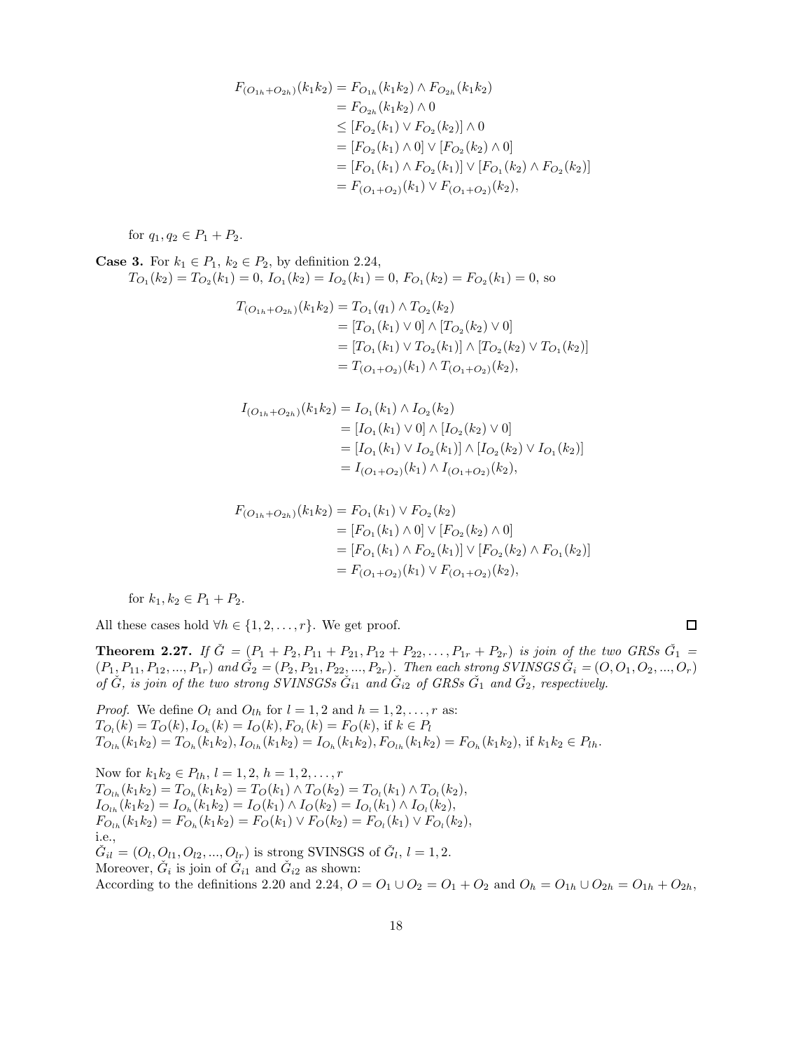$$
\begin{aligned}
F_{(O_{1h}+O_{2h})}(k_1k_2) &= F_{O_{1h}}(k_1k_2) \wedge F_{O_{2h}}(k_1k_2) \\
&= F_{O_{2h}}(k_1k_2) \wedge 0 \\
&\leq [F_{O_2}(k_1) \vee F_{O_2}(k_2)] \wedge 0 \\
&= [F_{O_2}(k_1) \wedge 0] \vee [F_{O_2}(k_2) \wedge 0] \\
&= [F_{O_1}(k_1) \wedge F_{O_2}(k_1)] \vee [F_{O_1}(k_2) \wedge F_{O_2}(k_2)] \\
&= F_{(O_1+O_2)}(k_1) \vee F_{(O_1+O_2)}(k_2),
\end{aligned}
$$

for $q_1, q_2 \in P_1 + P_2$.

**Case 3.** For $k_1 \in P_1$, $k_2 \in P_2$, by definition 2.24,
$T_{O_1}(k_2) = T_{O_2}(k_1) = 0$, $I_{O_1}(k_2) = I_{O_2}(k_1) = 0$, $F_{O_1}(k_2) = F_{O_2}(k_1) = 0$, so

$$
\begin{aligned}
T_{(O_{1h}+O_{2h})}(k_1k_2) &= T_{O_1}(q_1) \wedge T_{O_2}(k_2) \\
&= [T_{O_1}(k_1) \vee 0] \wedge [T_{O_2}(k_2) \vee 0] \\
&= [T_{O_1}(k_1) \vee T_{O_2}(k_1)] \wedge [T_{O_2}(k_2) \vee T_{O_1}(k_2)] \\
&= T_{(O_1+O_2)}(k_1) \wedge T_{(O_1+O_2)}(k_2),
\end{aligned}
$$

$$
\begin{aligned}
I_{(O_{1h}+O_{2h})}(k_1k_2) &= I_{O_1}(k_1) \wedge I_{O_2}(k_2) \\
&= [I_{O_1}(k_1) \vee 0] \wedge [I_{O_2}(k_2) \vee 0] \\
&= [I_{O_1}(k_1) \vee I_{O_2}(k_1)] \wedge [I_{O_2}(k_2) \vee I_{O_1}(k_2)] \\
&= I_{(O_1+O_2)}(k_1) \wedge I_{(O_1+O_2)}(k_2),
\end{aligned}
$$

$$
\begin{aligned}
F_{(O_{1h}+O_{2h})}(k_1k_2) &= F_{O_1}(k_1) \vee F_{O_2}(k_2) \\
&= [F_{O_1}(k_1) \wedge 0] \vee [F_{O_2}(k_2) \wedge 0] \\
&= [F_{O_1}(k_1) \wedge F_{O_2}(k_1)] \vee [F_{O_2}(k_2) \wedge F_{O_1}(k_2)] \\
&= F_{(O_1+O_2)}(k_1) \vee F_{(O_1+O_2)}(k_2),
\end{aligned}
$$

for $k_1, k_2 \in P_1 + P_2$.

All these cases hold $\forall h \in \{1, 2, \dots, r\}$. We get proof. $\square$

**Theorem 2.27.** *If $\check{G} = (P_1 + P_2, P_{11} + P_{21}, P_{12} + P_{22}, \dots, P_{1r} + P_{2r})$ is join of the two GRSs $\check{G}_1 = (P_1, P_{11}, P_{12}, ..., P_{1r})$ and $\check{G}_2 = (P_2, P_{21}, P_{22}, ..., P_{2r})$. Then each strong SVINSGS $\check{G}_i = (O, O_1, O_2, ..., O_r)$ of $\check{G}$, is join of the two strong SVINSGSs $\check{G}_{i1}$ and $\check{G}_{i2}$ of GRSs $\check{G}_1$ and $\check{G}_2$, respectively.*

*Proof.* We define $O_l$ and $O_{lh}$ for $l = 1, 2$ and $h = 1, 2, \dots, r$ as:
$T_{O_l}(k) = T_O(k), I_{O_k}(k) = I_O(k), F_{O_l}(k) = F_O(k)$, if $k \in P_l$
$T_{O_{lh}}(k_1k_2) = T_{O_h}(k_1k_2), I_{O_{lh}}(k_1k_2) = I_{O_h}(k_1k_2), F_{O_{lh}}(k_1k_2) = F_{O_h}(k_1k_2)$, if $k_1k_2 \in P_{lh}$.

Now for $k_1k_2 \in P_{lh}$, $l = 1, 2$, $h = 1, 2, \dots, r$
$T_{O_{lh}}(k_1k_2) = T_{O_h}(k_1k_2) = T_O(k_1) \wedge T_O(k_2) = T_{O_l}(k_1) \wedge T_{O_l}(k_2)$,
$I_{O_{lh}}(k_1k_2) = I_{O_h}(k_1k_2) = I_O(k_1) \wedge I_O(k_2) = I_{O_l}(k_1) \wedge I_{O_l}(k_2)$,
$F_{O_{lh}}(k_1k_2) = F_{O_h}(k_1k_2) = F_O(k_1) \vee F_O(k_2) = F_{O_l}(k_1) \vee F_{O_l}(k_2)$,
i.e.,
$\check{G}_{il} = (O_l, O_{l1}, O_{l2}, ..., O_{lr})$ is strong SVINSGS of $\check{G}_l$, $l = 1, 2$.
Moreover, $\check{G}_i$ is join of $\check{G}_{i1}$ and $\check{G}_{i2}$ as shown:
According to the definitions 2.20 and 2.24, $O = O_1 \cup O_2 = O_1 + O_2$ and $O_h = O_{1h} \cup O_{2h} = O_{1h} + O_{2h}$,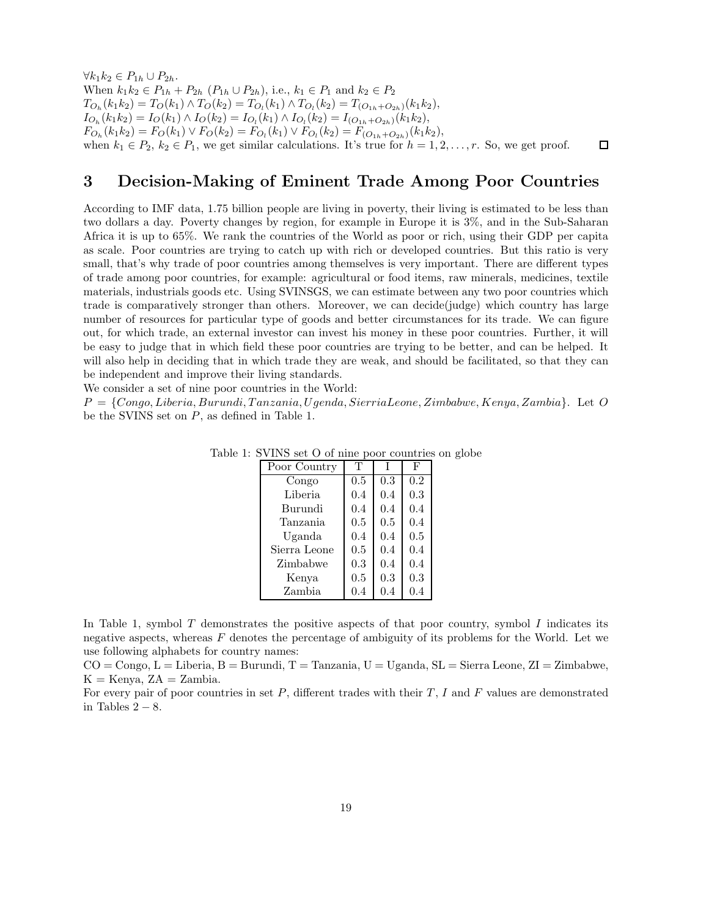$\forall k_1 k_2 \in P_{1h} \cup P_{2h}$.
When $k_1 k_2 \in P_{1h} + P_{2h}$ $(P_{1h} \cup P_{2h})$, i.e., $k_1 \in P_1$ and $k_2 \in P_2$
$T_{O_h}(k_1 k_2) = T_O(k_1) \wedge T_O(k_2) = T_{O_l}(k_1) \wedge T_{O_l}(k_2) = T_{(O_{1h}+O_{2h})}(k_1 k_2)$,
$I_{O_h}(k_1 k_2) = I_O(k_1) \wedge I_O(k_2) = I_{O_l}(k_1) \wedge I_{O_l}(k_2) = I_{(O_{1h}+O_{2h})}(k_1 k_2)$,
$F_{O_h}(k_1 k_2) = F_O(k_1) \vee F_O(k_2) = F_{O_l}(k_1) \vee F_{O_l}(k_2) = F_{(O_{1h}+O_{2h})}(k_1 k_2)$,
when $k_1 \in P_2$, $k_2 \in P_1$, we get similar calculations. It's true for $h = 1, 2, \ldots, r$. So, we get proof. □

# 3 Decision-Making of Eminent Trade Among Poor Countries

According to IMF data, 1.75 billion people are living in poverty, their living is estimated to be less than two dollars a day. Poverty changes by region, for example in Europe it is 3%, and in the Sub-Saharan Africa it is up to 65%. We rank the countries of the World as poor or rich, using their GDP per capita as scale. Poor countries are trying to catch up with rich or developed countries. But this ratio is very small, that's why trade of poor countries among themselves is very important. There are different types of trade among poor countries, for example: agricultural or food items, raw minerals, medicines, textile materials, industrials goods etc. Using SVINSGS, we can estimate between any two poor countries which trade is comparatively stronger than others. Moreover, we can decide(judge) which country has large number of resources for particular type of goods and better circumstances for its trade. We can figure out, for which trade, an external investor can invest his money in these poor countries. Further, it will be easy to judge that in which field these poor countries are trying to be better, and can be helped. It will also help in deciding that in which trade they are weak, and should be facilitated, so that they can be independent and improve their living standards.
We consider a set of nine poor countries in the World:
$P = \{Congo, Liberia, Burundi, Tanzania, Ugenda, SierriaLeone, Zimbabwe, Kenya, Zambia\}$. Let $O$ be the SVINS set on $P$, as defined in Table 1.

Table 1: SVINS set O of nine poor countries on globe

| Poor Country | T | I | F |
|---|---|---|---|
| Congo | 0.5 | 0.3 | 0.2 |
| Liberia | 0.4 | 0.4 | 0.3 |
| Burundi | 0.4 | 0.4 | 0.4 |
| Tanzania | 0.5 | 0.5 | 0.4 |
| Uganda | 0.4 | 0.4 | 0.5 |
| Sierra Leone | 0.5 | 0.4 | 0.4 |
| Zimbabwe | 0.3 | 0.4 | 0.4 |
| Kenya | 0.5 | 0.3 | 0.3 |
| Zambia | 0.4 | 0.4 | 0.4 |

In Table 1, symbol $T$ demonstrates the positive aspects of that poor country, symbol $I$ indicates its negative aspects, whereas $F$ denotes the percentage of ambiguity of its problems for the World. Let we use following alphabets for country names:
CO = Congo, L = Liberia, B = Burundi, T = Tanzania, U = Uganda, SL = Sierra Leone, ZI = Zimbabwe, K = Kenya, ZA = Zambia.
For every pair of poor countries in set $P$, different trades with their $T$, $I$ and $F$ values are demonstrated in Tables 2 – 8.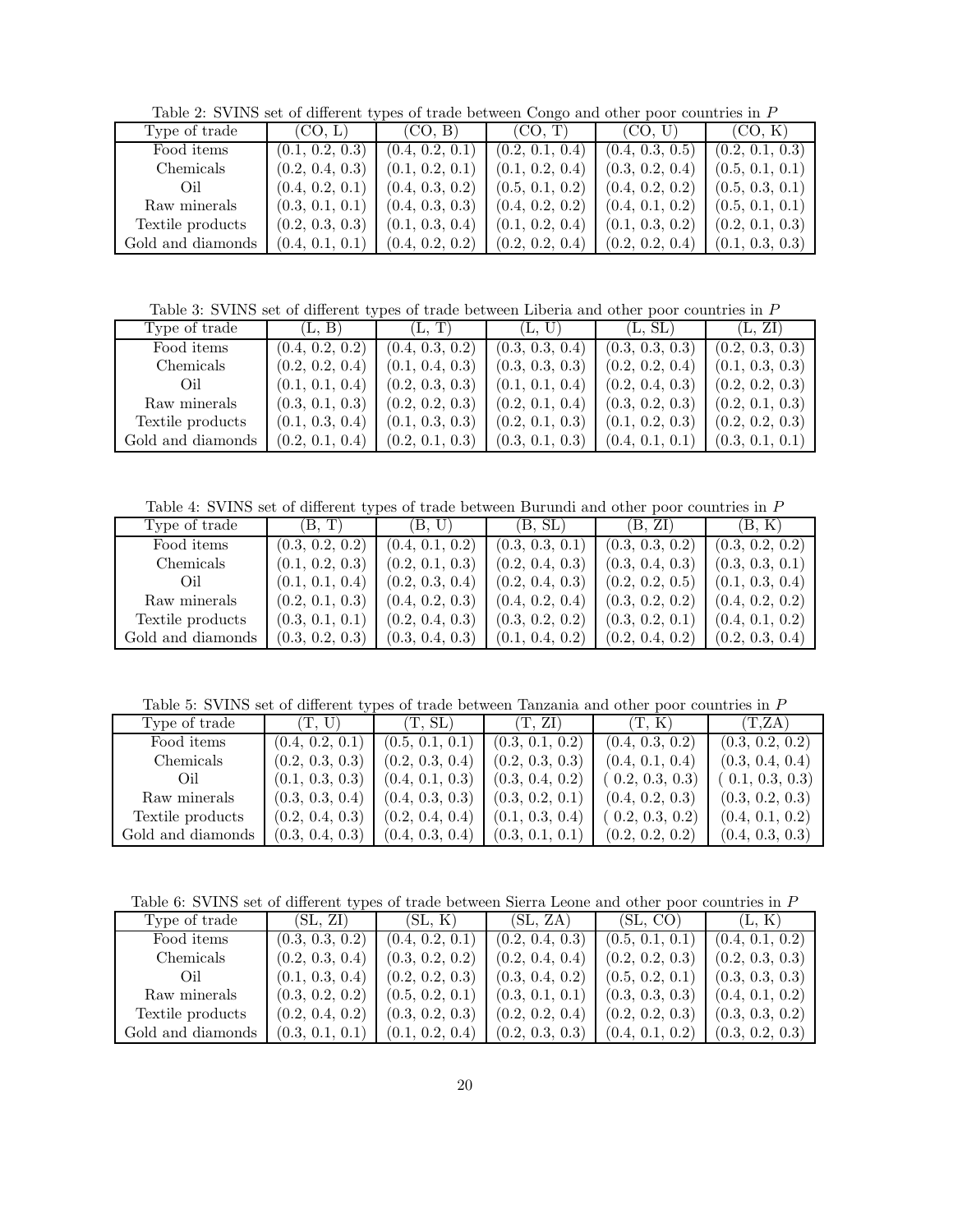Table 2: SVINS set of different types of trade between Congo and other poor countries in $P$

| Type of trade | (CO, L) | (CO, B) | (CO, T) | (CO, U) | (CO, K) |
|---|---|---|---|---|---|
| Food items | (0.1, 0.2, 0.3) | (0.4, 0.2, 0.1) | (0.2, 0.1, 0.4) | (0.4, 0.3, 0.5) | (0.2, 0.1, 0.3) |
| Chemicals | (0.2, 0.4, 0.3) | (0.1, 0.2, 0.1) | (0.1, 0.2, 0.4) | (0.3, 0.2, 0.4) | (0.5, 0.1, 0.1) |
| Oil | (0.4, 0.2, 0.1) | (0.4, 0.3, 0.2) | (0.5, 0.1, 0.2) | (0.4, 0.2, 0.2) | (0.5, 0.3, 0.1) |
| Raw minerals | (0.3, 0.1, 0.1) | (0.4, 0.3, 0.3) | (0.4, 0.2, 0.2) | (0.4, 0.1, 0.2) | (0.5, 0.1, 0.1) |
| Textile products | (0.2, 0.3, 0.3) | (0.1, 0.3, 0.4) | (0.1, 0.2, 0.4) | (0.1, 0.3, 0.2) | (0.2, 0.1, 0.3) |
| Gold and diamonds | (0.4, 0.1, 0.1) | (0.4, 0.2, 0.2) | (0.2, 0.2, 0.4) | (0.2, 0.2, 0.4) | (0.1, 0.3, 0.3) |

Table 3: SVINS set of different types of trade between Liberia and other poor countries in $P$

| Type of trade | (L, B) | (L, T) | (L, U) | (L, SL) | (L, ZI) |
|---|---|---|---|---|---|
| Food items | (0.4, 0.2, 0.2) | (0.4, 0.3, 0.2) | (0.3, 0.3, 0.4) | (0.3, 0.3, 0.3) | (0.2, 0.3, 0.3) |
| Chemicals | (0.2, 0.2, 0.4) | (0.1, 0.4, 0.3) | (0.3, 0.3, 0.3) | (0.2, 0.2, 0.4) | (0.1, 0.3, 0.3) |
| Oil | (0.1, 0.1, 0.4) | (0.2, 0.3, 0.3) | (0.1, 0.1, 0.4) | (0.2, 0.4, 0.3) | (0.2, 0.2, 0.3) |
| Raw minerals | (0.3, 0.1, 0.3) | (0.2, 0.2, 0.3) | (0.2, 0.1, 0.4) | (0.3, 0.2, 0.3) | (0.2, 0.1, 0.3) |
| Textile products | (0.1, 0.3, 0.4) | (0.1, 0.3, 0.3) | (0.2, 0.1, 0.3) | (0.1, 0.2, 0.3) | (0.2, 0.2, 0.3) |
| Gold and diamonds | (0.2, 0.1, 0.4) | (0.2, 0.1, 0.3) | (0.3, 0.1, 0.3) | (0.4, 0.1, 0.1) | (0.3, 0.1, 0.1) |

Table 4: SVINS set of different types of trade between Burundi and other poor countries in $P$

| Type of trade | (B, T) | (B, U) | (B, SL) | (B, ZI) | (B, K) |
|---|---|---|---|---|---|
| Food items | (0.3, 0.2, 0.2) | (0.4, 0.1, 0.2) | (0.3, 0.3, 0.1) | (0.3, 0.3, 0.2) | (0.3, 0.2, 0.2) |
| Chemicals | (0.1, 0.2, 0.3) | (0.2, 0.1, 0.3) | (0.2, 0.4, 0.3) | (0.3, 0.4, 0.3) | (0.3, 0.3, 0.1) |
| Oil | (0.1, 0.1, 0.3) | (0.2, 0.3, 0.4) | (0.2, 0.4, 0.3) | (0.2, 0.2, 0.5) | (0.1, 0.3, 0.4) |
| Raw minerals | (0.2, 0.1, 0.3) | (0.4, 0.2, 0.3) | (0.4, 0.2, 0.4) | (0.3, 0.2, 0.2) | (0.4, 0.2, 0.2) |
| Textile products | (0.3, 0.1, 0.1) | (0.2, 0.4, 0.3) | (0.3, 0.2, 0.2) | (0.3, 0.2, 0.1) | (0.4, 0.1, 0.2) |
| Gold and diamonds | (0.3, 0.2, 0.3) | (0.3, 0.4, 0.3) | (0.1, 0.4, 0.2) | (0.2, 0.4, 0.2) | (0.2, 0.3, 0.4) |

Table 5: SVINS set of different types of trade between Tanzania and other poor countries in $P$

| Type of trade | (T, U) | (T, SL) | (T, ZI) | (T, K) | (T,ZA) |
|---|---|---|---|---|---|
| Food items | (0.4, 0.2, 0.1) | (0.5, 0.1, 0.1) | (0.3, 0.1, 0.2) | (0.4, 0.3, 0.2) | (0.3, 0.2, 0.2) |
| Chemicals | (0.2, 0.3, 0.3) | (0.2, 0.3, 0.4) | (0.2, 0.3, 0.3) | (0.4, 0.1, 0.4) | (0.3, 0.4, 0.4) |
| Oil | (0.1, 0.3, 0.3) | (0.4, 0.1, 0.3) | (0.3, 0.4, 0.2) | ( 0.2, 0.3, 0.3) | ( 0.1, 0.3, 0.3) |
| Raw minerals | (0.3, 0.3, 0.4) | (0.4, 0.3, 0.3) | (0.3, 0.2, 0.1) | (0.4, 0.2, 0.3) | (0.3, 0.2, 0.3) |
| Textile products | (0.2, 0.4, 0.3) | (0.2, 0.4, 0.4) | (0.1, 0.3, 0.4) | ( 0.2, 0.3, 0.2) | (0.4, 0.1, 0.2) |
| Gold and diamonds | (0.3, 0.4, 0.3) | (0.4, 0.3, 0.4) | (0.3, 0.1, 0.1) | (0.2, 0.2, 0.2) | (0.4, 0.3, 0.3) |

Table 6: SVINS set of different types of trade between Sierra Leone and other poor countries in $P$

| Type of trade | (SL, ZI) | (SL, K) | (SL, ZA) | (SL, CO) | (L, K) |
|---|---|---|---|---|---|
| Food items | (0.3, 0.3, 0.2) | (0.4, 0.2, 0.1) | (0.2, 0.4, 0.3) | (0.5, 0.1, 0.1) | (0.4, 0.1, 0.2) |
| Chemicals | (0.2, 0.3, 0.4) | (0.3, 0.2, 0.2) | (0.2, 0.4, 0.4) | (0.2, 0.2, 0.3) | (0.2, 0.3, 0.3) |
| Oil | (0.1, 0.3, 0.4) | (0.2, 0.2, 0.3) | (0.3, 0.4, 0.2) | (0.5, 0.2, 0.1) | (0.3, 0.3, 0.3) |
| Raw minerals | (0.3, 0.2, 0.2) | (0.5, 0.2, 0.1) | (0.3, 0.1, 0.1) | (0.3, 0.3, 0.3) | (0.4, 0.1, 0.2) |
| Textile products | (0.2, 0.4, 0.2) | (0.3, 0.2, 0.3) | (0.2, 0.2, 0.4) | (0.2, 0.2, 0.3) | (0.3, 0.3, 0.2) |
| Gold and diamonds | (0.3, 0.1, 0.1) | (0.1, 0.2, 0.4) | (0.2, 0.3, 0.3) | (0.4, 0.1, 0.2) | (0.3, 0.2, 0.3) |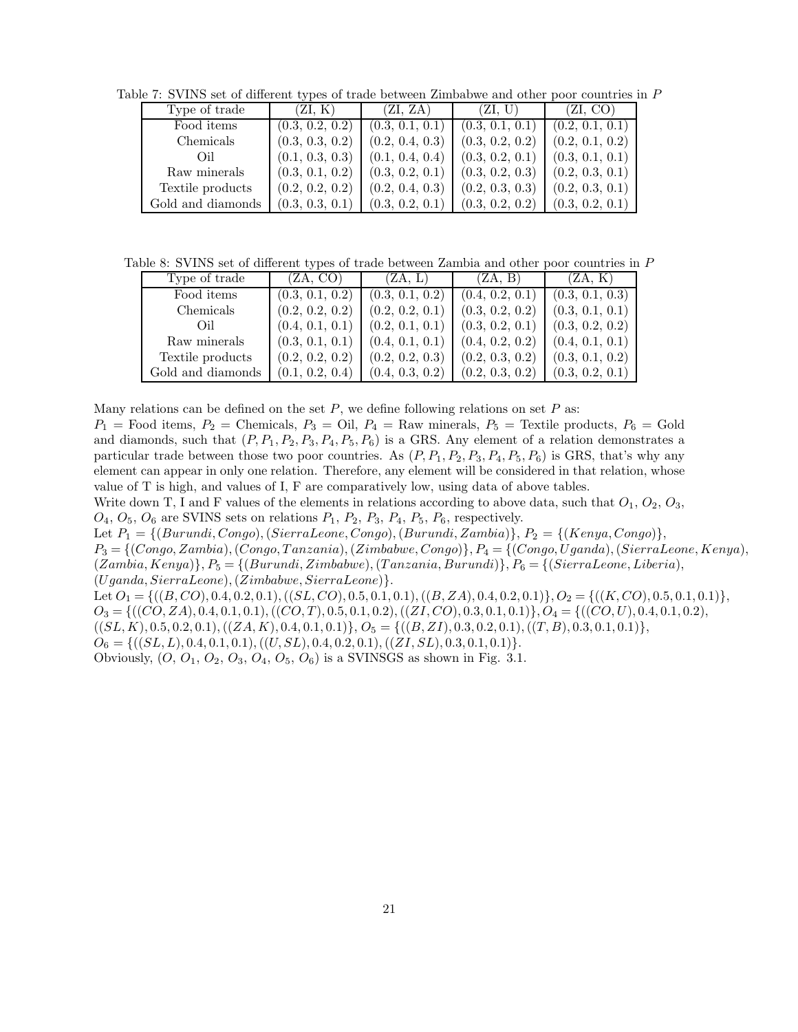Table 7: SVINS set of different types of trade between Zimbabwe and other poor countries in $P$

| Type of trade | (ZI, K) | (ZI, ZA) | (ZI, U) | (ZI, CO) |
|---|---|---|---|---|
| Food items | (0.3, 0.2, 0.2) | (0.3, 0.1, 0.1) | (0.3, 0.1, 0.1) | (0.2, 0.1, 0.1) |
| Chemicals | (0.3, 0.3, 0.2) | (0.2, 0.4, 0.3) | (0.3, 0.2, 0.2) | (0.2, 0.1, 0.2) |
| Oil | (0.1, 0.3, 0.3) | (0.1, 0.4, 0.4) | (0.3, 0.2, 0.1) | (0.3, 0.1, 0.1) |
| Raw minerals | (0.3, 0.1, 0.2) | (0.3, 0.2, 0.1) | (0.3, 0.2, 0.3) | (0.2, 0.3, 0.1) |
| Textile products | (0.2, 0.2, 0.2) | (0.2, 0.4, 0.3) | (0.2, 0.3, 0.3) | (0.2, 0.3, 0.1) |
| Gold and diamonds | (0.3, 0.3, 0.1) | (0.3, 0.2, 0.1) | (0.3, 0.2, 0.2) | (0.3, 0.2, 0.1) |

Table 8: SVINS set of different types of trade between Zambia and other poor countries in $P$

| Type of trade | (ZA, CO) | (ZA, L) | (ZA, B) | (ZA, K) |
|---|---|---|---|---|
| Food items | (0.3, 0.1, 0.2) | (0.3, 0.1, 0.2) | (0.4, 0.2, 0.1) | (0.3, 0.1, 0.3) |
| Chemicals | (0.2, 0.2, 0.2) | (0.2, 0.2, 0.1) | (0.3, 0.2, 0.2) | (0.3, 0.1, 0.1) |
| Oil | (0.4, 0.1, 0.1) | (0.2, 0.1, 0.1) | (0.3, 0.2, 0.1) | (0.3, 0.2, 0.2) |
| Raw minerals | (0.3, 0.1, 0.1) | (0.4, 0.1, 0.1) | (0.4, 0.2, 0.2) | (0.4, 0.1, 0.1) |
| Textile products | (0.2, 0.2, 0.2) | (0.2, 0.2, 0.3) | (0.2, 0.3, 0.2) | (0.3, 0.1, 0.2) |
| Gold and diamonds | (0.1, 0.2, 0.4) | (0.4, 0.3, 0.2) | (0.2, 0.3, 0.2) | (0.3, 0.2, 0.1) |

Many relations can be defined on the set $P$, we define following relations on set $P$ as:
$P_1$ = Food items, $P_2$ = Chemicals, $P_3$ = Oil, $P_4$ = Raw minerals, $P_5$ = Textile products, $P_6$ = Gold and diamonds, such that $(P, P_1, P_2, P_3, P_4, P_5, P_6)$ is a GRS. Any element of a relation demonstrates a particular trade between those two poor countries. As $(P, P_1, P_2, P_3, P_4, P_5, P_6)$ is GRS, that's why any element can appear in only one relation. Therefore, any element will be considered in that relation, whose value of T is high, and values of I, F are comparatively low, using data of above tables.
Write down T, I and F values of the elements in relations according to above data, such that $O_1$, $O_2$, $O_3$, $O_4$, $O_5$, $O_6$ are SVINS sets on relations $P_1$, $P_2$, $P_3$, $P_4$, $P_5$, $P_6$, respectively.
Let $P_1 = \{(Burundi, Congo), (SierraLeone, Congo), (Burundi, Zambia)\}$, $P_2 = \{(Kenya, Congo)\}$, $P_3 = \{(Congo, Zambia), (Congo, Tanzania), (Zimbabwe, Congo)\}$, $P_4 = \{(Congo, Uganda), (SierraLeone, Kenya), (Zambia, Kenya)\}$, $P_5 = \{(Burundi, Zimbabwe), (Tanzania, Burundi)\}$, $P_6 = \{(SierraLeone, Liberia), (Uganda, SierraLeone), (Zimbabwe, SierraLeone)\}$.
Let $O_1 = \{((B, CO), 0.4, 0.2, 0.1), ((SL, CO), 0.5, 0.1, 0.1), ((B, ZA), 0.4, 0.2, 0.1)\}$, $O_2 = \{((K, CO), 0.5, 0.1, 0.1)\}$, $O_3 = \{((CO, ZA), 0.4, 0.1, 0.1), ((CO, T), 0.5, 0.1, 0.2), ((ZI, CO), 0.3, 0.1, 0.1)\}$, $O_4 = \{((CO, U), 0.4, 0.1, 0.2), ((SL, K), 0.5, 0.2, 0.1), ((ZA, K), 0.4, 0.1, 0.1)\}$, $O_5 = \{((B, ZI), 0.3, 0.2, 0.1), ((T, B), 0.3, 0.1, 0.1)\}$, $O_6 = \{((SL, L), 0.4, 0.1, 0.1), ((U, SL), 0.4, 0.2, 0.1), ((ZI, SL), 0.3, 0.1, 0.1)\}$.
Obviously, $(O, O_1, O_2, O_3, O_4, O_5, O_6)$ is a SVINSGS as shown in Fig. 3.1.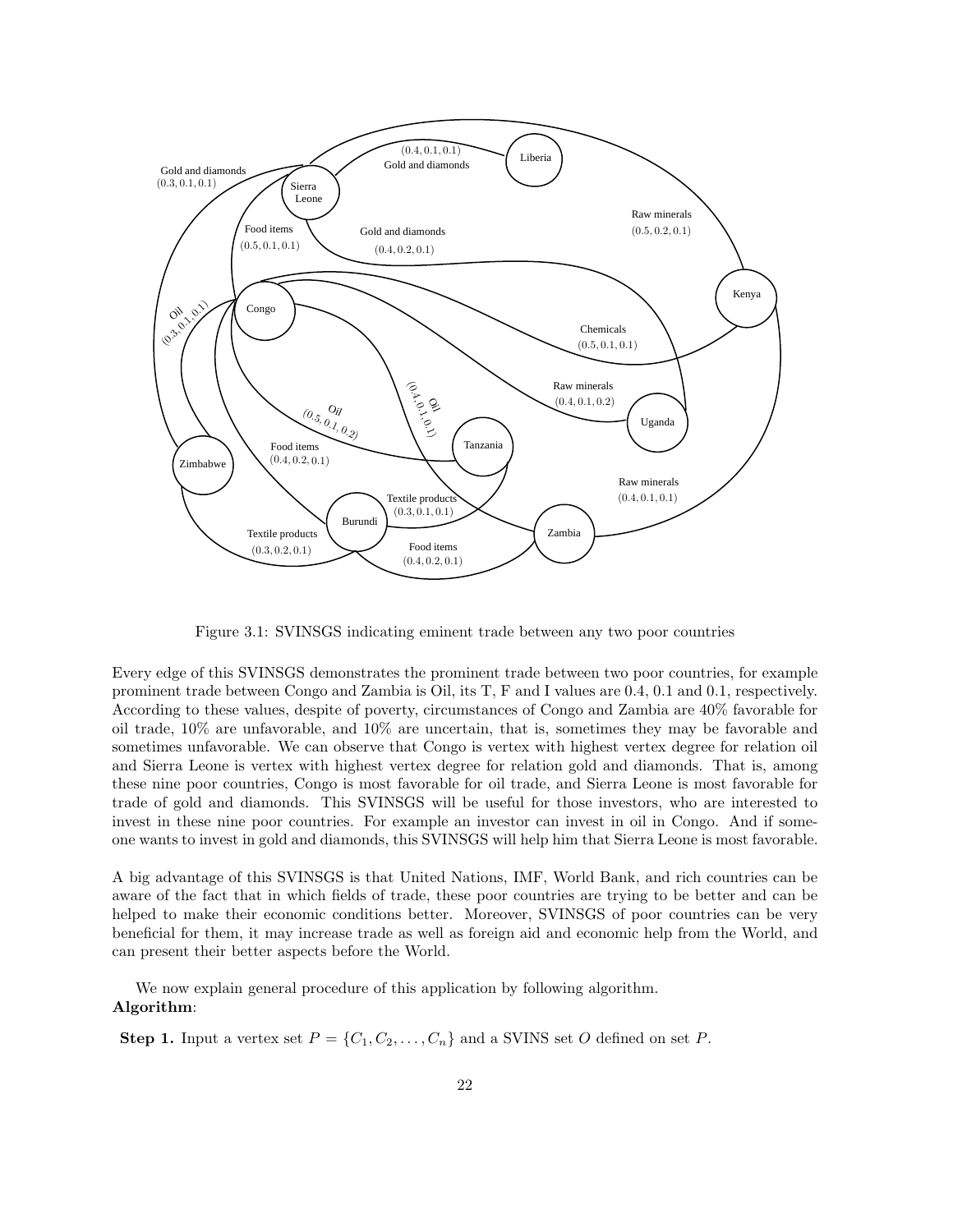Figure 3.1: SVINSGS indicating eminent trade between any two poor countries

Every edge of this SVINSGS demonstrates the prominent trade between two poor countries, for example prominent trade between Congo and Zambia is Oil, its T, F and I values are 0.4, 0.1 and 0.1, respectively. According to these values, despite of poverty, circumstances of Congo and Zambia are 40% favorable for oil trade, 10% are unfavorable, and 10% are uncertain, that is, sometimes they may be favorable and sometimes unfavorable. We can observe that Congo is vertex with highest vertex degree for relation oil and Sierra Leone is vertex with highest vertex degree for relation gold and diamonds. That is, among these nine poor countries, Congo is most favorable for oil trade, and Sierra Leone is most favorable for trade of gold and diamonds. This SVINSGS will be useful for those investors, who are interested to invest in these nine poor countries. For example an investor can invest in oil in Congo. And if someone wants to invest in gold and diamonds, this SVINSGS will help him that Sierra Leone is most favorable.

A big advantage of this SVINSGS is that United Nations, IMF, World Bank, and rich countries can be aware of the fact that in which fields of trade, these poor countries are trying to be better and can be helped to make their economic conditions better. Moreover, SVINSGS of poor countries can be very beneficial for them, it may increase trade as well as foreign aid and economic help from the World, and can present their better aspects before the World.

We now explain general procedure of this application by following algorithm.

**Algorithm**:

**Step 1.** Input a vertex set $P = \{C_1, C_2, \ldots, C_n\}$ and a SVINS set $O$ defined on set $P$.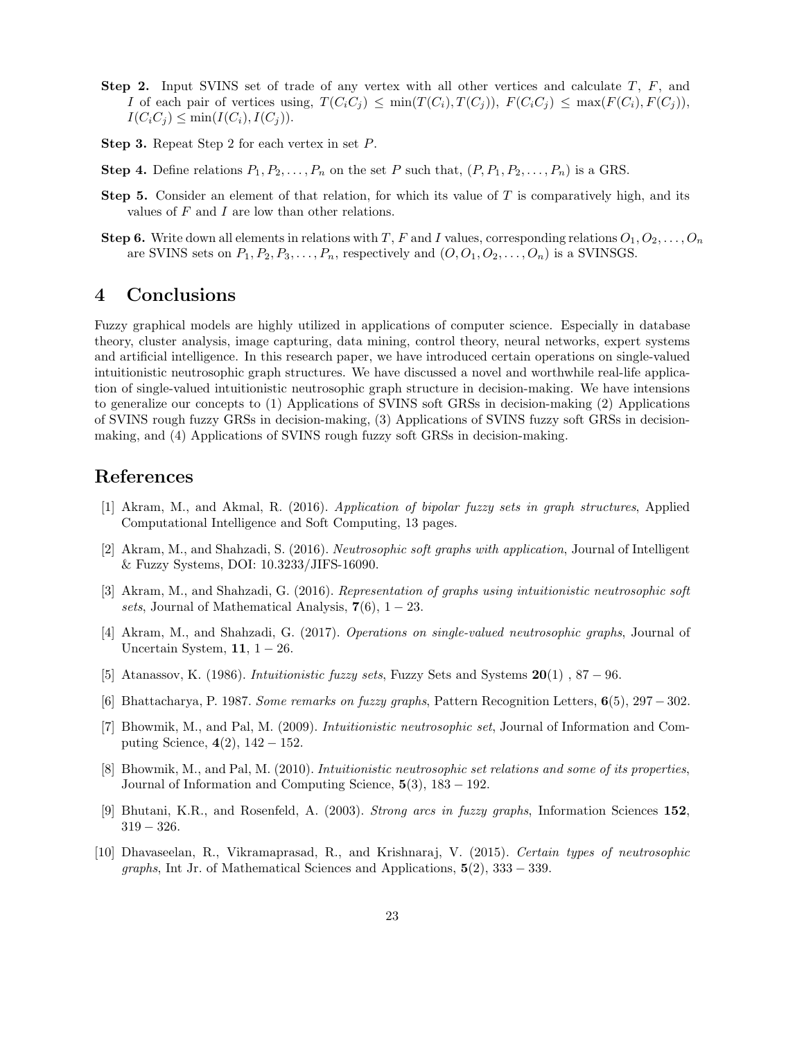**Step 2.** Input SVINS set of trade of any vertex with all other vertices and calculate $T$, $F$, and $I$ of each pair of vertices using, $T(C_iC_j) \leq \min(T(C_i), T(C_j))$, $F(C_iC_j) \leq \max(F(C_i), F(C_j))$, $I(C_iC_j) \leq \min(I(C_i), I(C_j))$.

**Step 3.** Repeat Step 2 for each vertex in set $P$.

**Step 4.** Define relations $P_1, P_2, \ldots, P_n$ on the set $P$ such that, $(P, P_1, P_2, \ldots, P_n)$ is a GRS.

**Step 5.** Consider an element of that relation, for which its value of $T$ is comparatively high, and its values of $F$ and $I$ are low than other relations.

**Step 6.** Write down all elements in relations with $T$, $F$ and $I$ values, corresponding relations $O_1, O_2, \ldots, O_n$ are SVINS sets on $P_1, P_2, P_3, \ldots, P_n$, respectively and $(O, O_1, O_2, \ldots, O_n)$ is a SVINSGS.

# 4 Conclusions

Fuzzy graphical models are highly utilized in applications of computer science. Especially in database theory, cluster analysis, image capturing, data mining, control theory, neural networks, expert systems and artificial intelligence. In this research paper, we have introduced certain operations on single-valued intuitionistic neutrosophic graph structures. We have discussed a novel and worthwhile real-life application of single-valued intuitionistic neutrosophic graph structure in decision-making. We have intensions to generalize our concepts to (1) Applications of SVINS soft GRSs in decision-making (2) Applications of SVINS rough fuzzy GRSs in decision-making, (3) Applications of SVINS fuzzy soft GRSs in decision-making, and (4) Applications of SVINS rough fuzzy soft GRSs in decision-making.

# References

[1] Akram, M., and Akmal, R. (2016). *Application of bipolar fuzzy sets in graph structures*, Applied Computational Intelligence and Soft Computing, 13 pages.

[2] Akram, M., and Shahzadi, S. (2016). *Neutrosophic soft graphs with application*, Journal of Intelligent & Fuzzy Systems, DOI: 10.3233/JIFS-16090.

[3] Akram, M., and Shahzadi, G. (2016). *Representation of graphs using intuitionistic neutrosophic soft sets*, Journal of Mathematical Analysis, **7**(6), $1 - 23$.

[4] Akram, M., and Shahzadi, G. (2017). *Operations on single-valued neutrosophic graphs*, Journal of Uncertain System, **11**, $1 - 26$.

[5] Atanassov, K. (1986). *Intuitionistic fuzzy sets*, Fuzzy Sets and Systems **20**(1) , $87 - 96$.

[6] Bhattacharya, P. 1987. *Some remarks on fuzzy graphs*, Pattern Recognition Letters, **6**(5), $297 - 302$.

[7] Bhowmik, M., and Pal, M. (2009). *Intuitionistic neutrosophic set*, Journal of Information and Computing Science, **4**(2), $142 - 152$.

[8] Bhowmik, M., and Pal, M. (2010). *Intuitionistic neutrosophic set relations and some of its properties*, Journal of Information and Computing Science, **5**(3), $183 - 192$.

[9] Bhutani, K.R., and Rosenfeld, A. (2003). *Strong arcs in fuzzy graphs*, Information Sciences **152**, $319 - 326$.

[10] Dhavaseelan, R., Vikramaprasad, R., and Krishnaraj, V. (2015). *Certain types of neutrosophic graphs*, Int Jr. of Mathematical Sciences and Applications, **5**(2), $333 - 339$.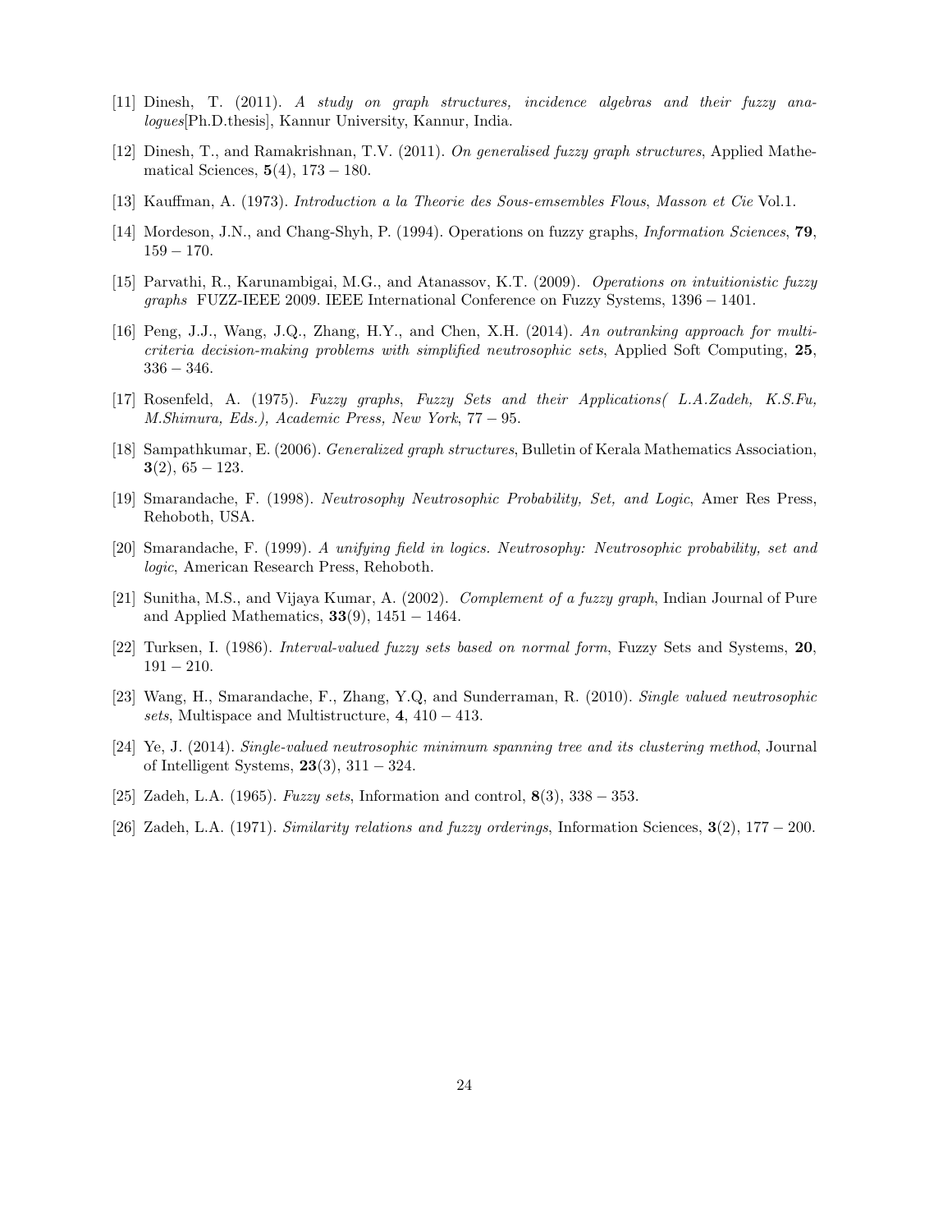[11] Dinesh, T. (2011). *A study on graph structures, incidence algebras and their fuzzy analogues*[Ph.D.thesis], Kannur University, Kannur, India.

[12] Dinesh, T., and Ramakrishnan, T.V. (2011). *On generalised fuzzy graph structures*, Applied Mathematical Sciences, **5**(4), 173 − 180.

[13] Kauffman, A. (1973). *Introduction a la Theorie des Sous-emsembles Flous*, *Masson et Cie* Vol.1.

[14] Mordeson, J.N., and Chang-Shyh, P. (1994). Operations on fuzzy graphs, *Information Sciences*, **79**, 159 − 170.

[15] Parvathi, R., Karunambigai, M.G., and Atanassov, K.T. (2009). *Operations on intuitionistic fuzzy graphs* FUZZ-IEEE 2009. IEEE International Conference on Fuzzy Systems, 1396 − 1401.

[16] Peng, J.J., Wang, J.Q., Zhang, H.Y., and Chen, X.H. (2014). *An outranking approach for multi-criteria decision-making problems with simplified neutrosophic sets*, Applied Soft Computing, **25**, 336 − 346.

[17] Rosenfeld, A. (1975). *Fuzzy graphs*, *Fuzzy Sets and their Applications( L.A.Zadeh, K.S.Fu, M.Shimura, Eds.), Academic Press, New York*, 77 − 95.

[18] Sampathkumar, E. (2006). *Generalized graph structures*, Bulletin of Kerala Mathematics Association, **3**(2), 65 − 123.

[19] Smarandache, F. (1998). *Neutrosophy Neutrosophic Probability, Set, and Logic*, Amer Res Press, Rehoboth, USA.

[20] Smarandache, F. (1999). *A unifying field in logics. Neutrosophy: Neutrosophic probability, set and logic*, American Research Press, Rehoboth.

[21] Sunitha, M.S., and Vijaya Kumar, A. (2002). *Complement of a fuzzy graph*, Indian Journal of Pure and Applied Mathematics, **33**(9), 1451 − 1464.

[22] Turksen, I. (1986). *Interval-valued fuzzy sets based on normal form*, Fuzzy Sets and Systems, **20**, 191 − 210.

[23] Wang, H., Smarandache, F., Zhang, Y.Q, and Sunderraman, R. (2010). *Single valued neutrosophic sets*, Multispace and Multistructure, **4**, 410 − 413.

[24] Ye, J. (2014). *Single-valued neutrosophic minimum spanning tree and its clustering method*, Journal of Intelligent Systems, **23**(3), 311 − 324.

[25] Zadeh, L.A. (1965). *Fuzzy sets*, Information and control, **8**(3), 338 − 353.

[26] Zadeh, L.A. (1971). *Similarity relations and fuzzy orderings*, Information Sciences, **3**(2), 177 − 200.